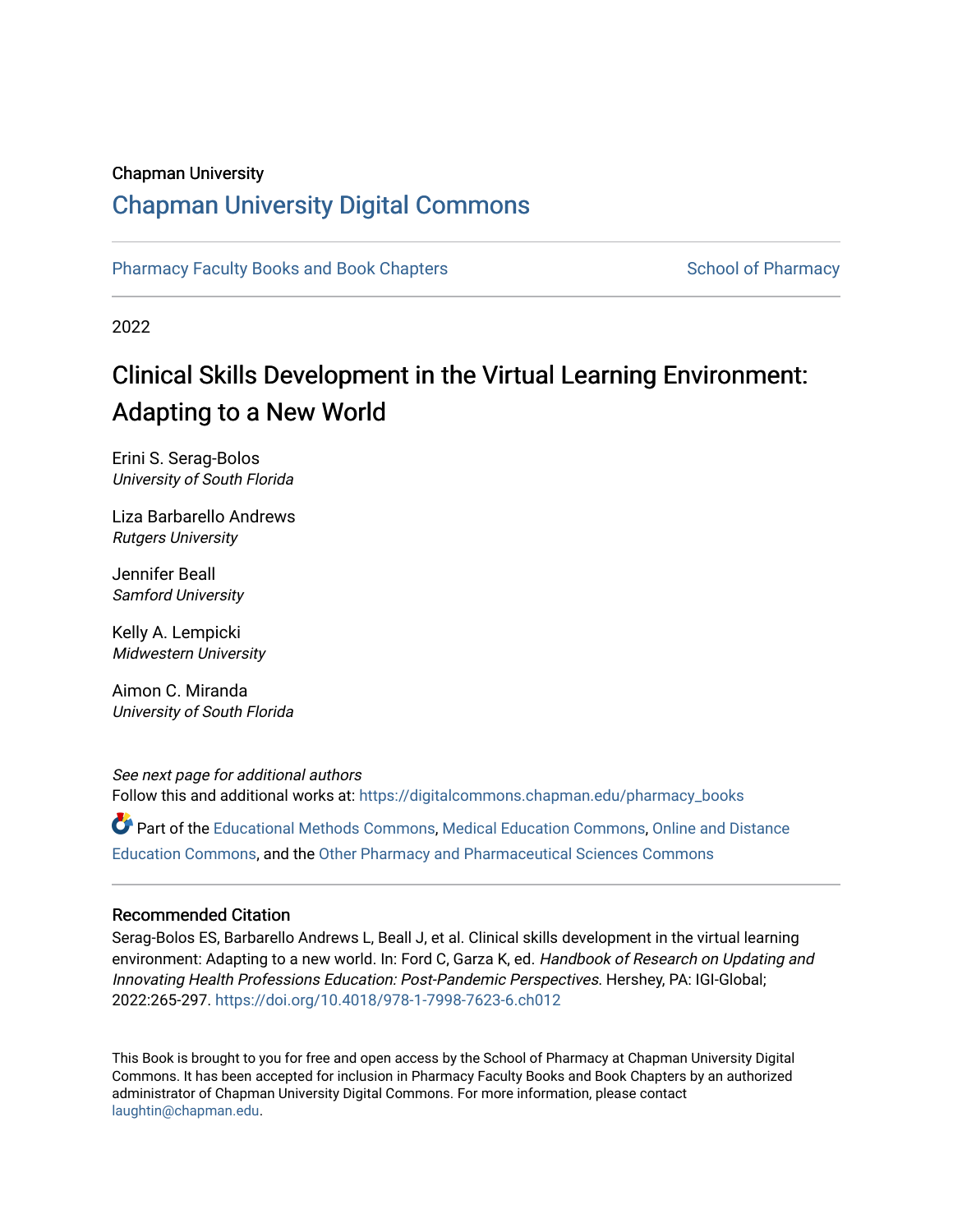Chapman University

## Chapman University Digital Commons

Pharmacy Faculty Books and Book Chapters | School of Pharmacy

2022

# Clinical Skills Development in the Virtual Learning Environment: Adapting to a New World

Erini S. Serag-Bolos
*University of South Florida*

Liza Barbarello Andrews
*Rutgers University*

Jennifer Beall
*Samford University*

Kelly A. Lempicki
*Midwestern University*

Aimon C. Miranda
*University of South Florida*

*See next page for additional authors*

Follow this and additional works at: https://digitalcommons.chapman.edu/pharmacy_books

Part of the Educational Methods Commons, Medical Education Commons, Online and Distance Education Commons, and the Other Pharmacy and Pharmaceutical Sciences Commons

### Recommended Citation

Serag-Bolos ES, Barbarello Andrews L, Beall J, et al. Clinical skills development in the virtual learning environment: Adapting to a new world. In: Ford C, Garza K, ed. *Handbook of Research on Updating and Innovating Health Professions Education: Post-Pandemic Perspectives.* Hershey, PA: IGI-Global; 2022:265-297. https://doi.org/10.4018/978-1-7998-7623-6.ch012

This Book is brought to you for free and open access by the School of Pharmacy at Chapman University Digital Commons. It has been accepted for inclusion in Pharmacy Faculty Books and Book Chapters by an authorized administrator of Chapman University Digital Commons. For more information, please contact laughtin@chapman.edu.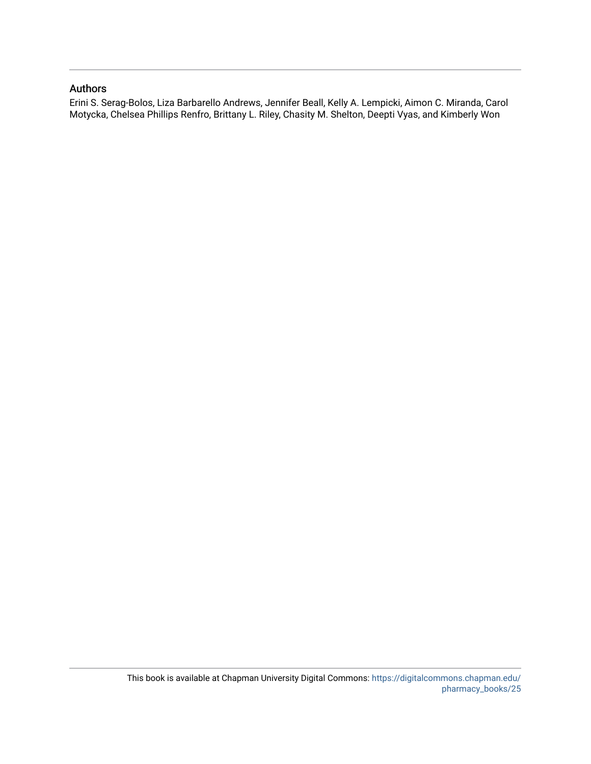## Authors

Erini S. Serag-Bolos, Liza Barbarello Andrews, Jennifer Beall, Kelly A. Lempicki, Aimon C. Miranda, Carol Motycka, Chelsea Phillips Renfro, Brittany L. Riley, Chasity M. Shelton, Deepti Vyas, and Kimberly Won

This book is available at Chapman University Digital Commons: https://digitalcommons.chapman.edu/pharmacy_books/25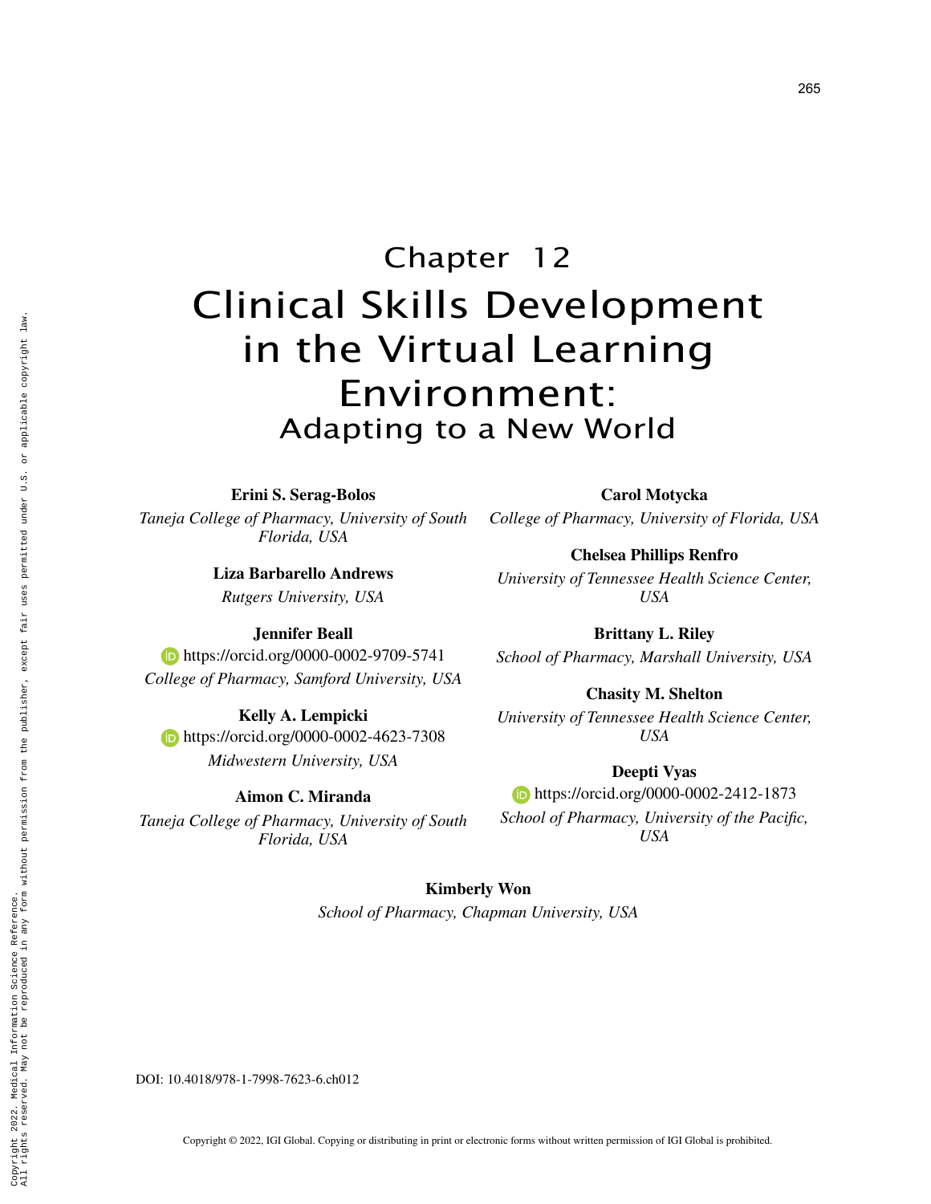# Chapter 12
# Clinical Skills Development in the Virtual Learning Environment:
## Adapting to a New World

**Erini S. Serag-Bolos**
*Taneja College of Pharmacy, University of South Florida, USA*

**Liza Barbarello Andrews**
*Rutgers University, USA*

**Jennifer Beall**
https://orcid.org/0000-0002-9709-5741
*College of Pharmacy, Samford University, USA*

**Kelly A. Lempicki**
https://orcid.org/0000-0002-4623-7308
*Midwestern University, USA*

**Aimon C. Miranda**
*Taneja College of Pharmacy, University of South Florida, USA*

**Carol Motycka**
*College of Pharmacy, University of Florida, USA*

**Chelsea Phillips Renfro**
*University of Tennessee Health Science Center, USA*

**Brittany L. Riley**
*School of Pharmacy, Marshall University, USA*

**Chasity M. Shelton**
*University of Tennessee Health Science Center, USA*

**Deepti Vyas**
https://orcid.org/0000-0002-2412-1873
*School of Pharmacy, University of the Pacific, USA*

**Kimberly Won**
*School of Pharmacy, Chapman University, USA*

DOI: 10.4018/978-1-7998-7623-6.ch012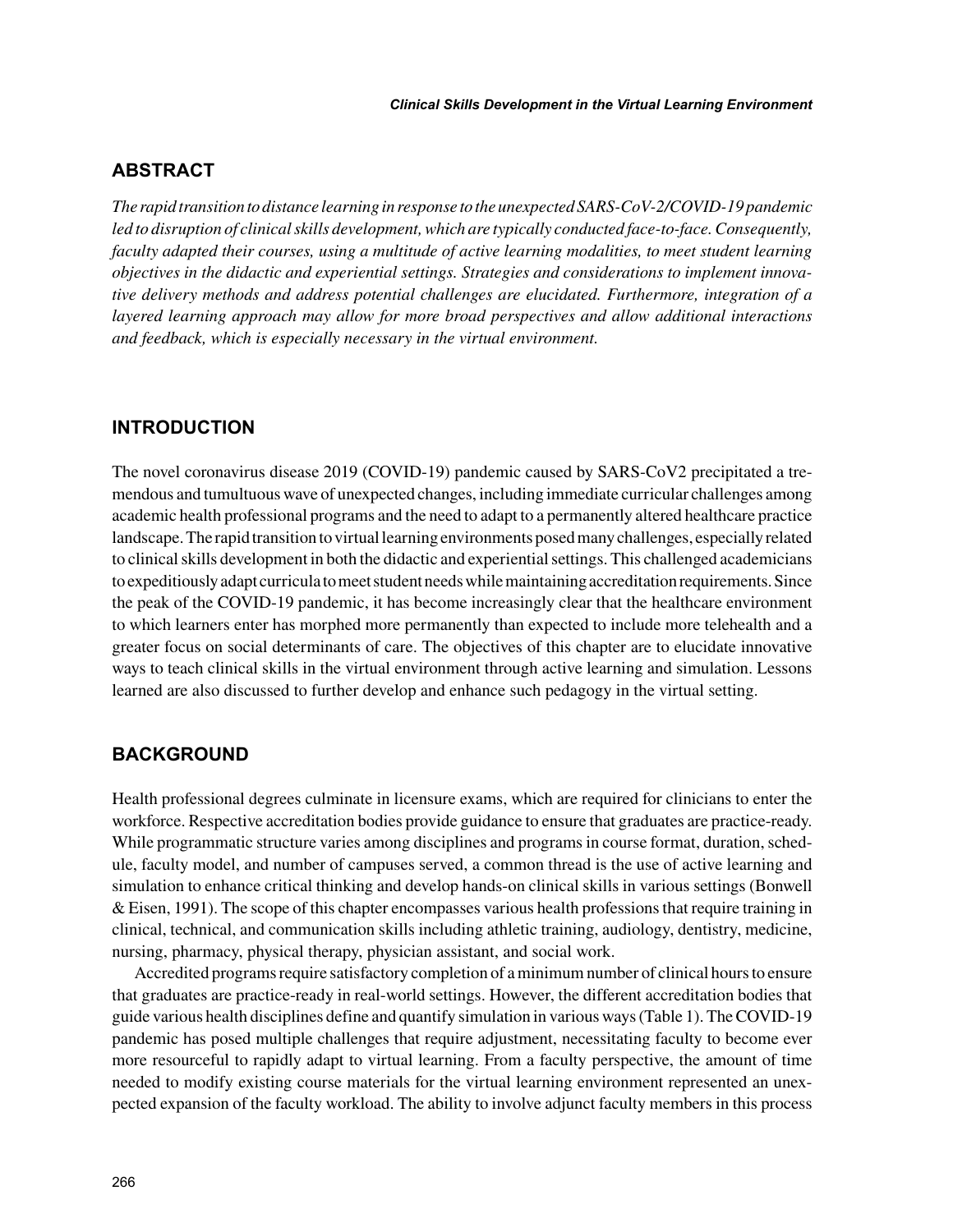## ABSTRACT

*The rapid transition to distance learning in response to the unexpected SARS-CoV-2/COVID-19 pandemic led to disruption of clinical skills development, which are typically conducted face-to-face. Consequently, faculty adapted their courses, using a multitude of active learning modalities, to meet student learning objectives in the didactic and experiential settings. Strategies and considerations to implement innovative delivery methods and address potential challenges are elucidated. Furthermore, integration of a layered learning approach may allow for more broad perspectives and allow additional interactions and feedback, which is especially necessary in the virtual environment.*

## INTRODUCTION

The novel coronavirus disease 2019 (COVID-19) pandemic caused by SARS-CoV2 precipitated a tremendous and tumultuous wave of unexpected changes, including immediate curricular challenges among academic health professional programs and the need to adapt to a permanently altered healthcare practice landscape. The rapid transition to virtual learning environments posed many challenges, especially related to clinical skills development in both the didactic and experiential settings. This challenged academicians to expeditiously adapt curricula to meet student needs while maintaining accreditation requirements. Since the peak of the COVID-19 pandemic, it has become increasingly clear that the healthcare environment to which learners enter has morphed more permanently than expected to include more telehealth and a greater focus on social determinants of care. The objectives of this chapter are to elucidate innovative ways to teach clinical skills in the virtual environment through active learning and simulation. Lessons learned are also discussed to further develop and enhance such pedagogy in the virtual setting.

## BACKGROUND

Health professional degrees culminate in licensure exams, which are required for clinicians to enter the workforce. Respective accreditation bodies provide guidance to ensure that graduates are practice-ready. While programmatic structure varies among disciplines and programs in course format, duration, schedule, faculty model, and number of campuses served, a common thread is the use of active learning and simulation to enhance critical thinking and develop hands-on clinical skills in various settings (Bonwell & Eisen, 1991). The scope of this chapter encompasses various health professions that require training in clinical, technical, and communication skills including athletic training, audiology, dentistry, medicine, nursing, pharmacy, physical therapy, physician assistant, and social work.

Accredited programs require satisfactory completion of a minimum number of clinical hours to ensure that graduates are practice-ready in real-world settings. However, the different accreditation bodies that guide various health disciplines define and quantify simulation in various ways (Table 1). The COVID-19 pandemic has posed multiple challenges that require adjustment, necessitating faculty to become ever more resourceful to rapidly adapt to virtual learning. From a faculty perspective, the amount of time needed to modify existing course materials for the virtual learning environment represented an unexpected expansion of the faculty workload. The ability to involve adjunct faculty members in this process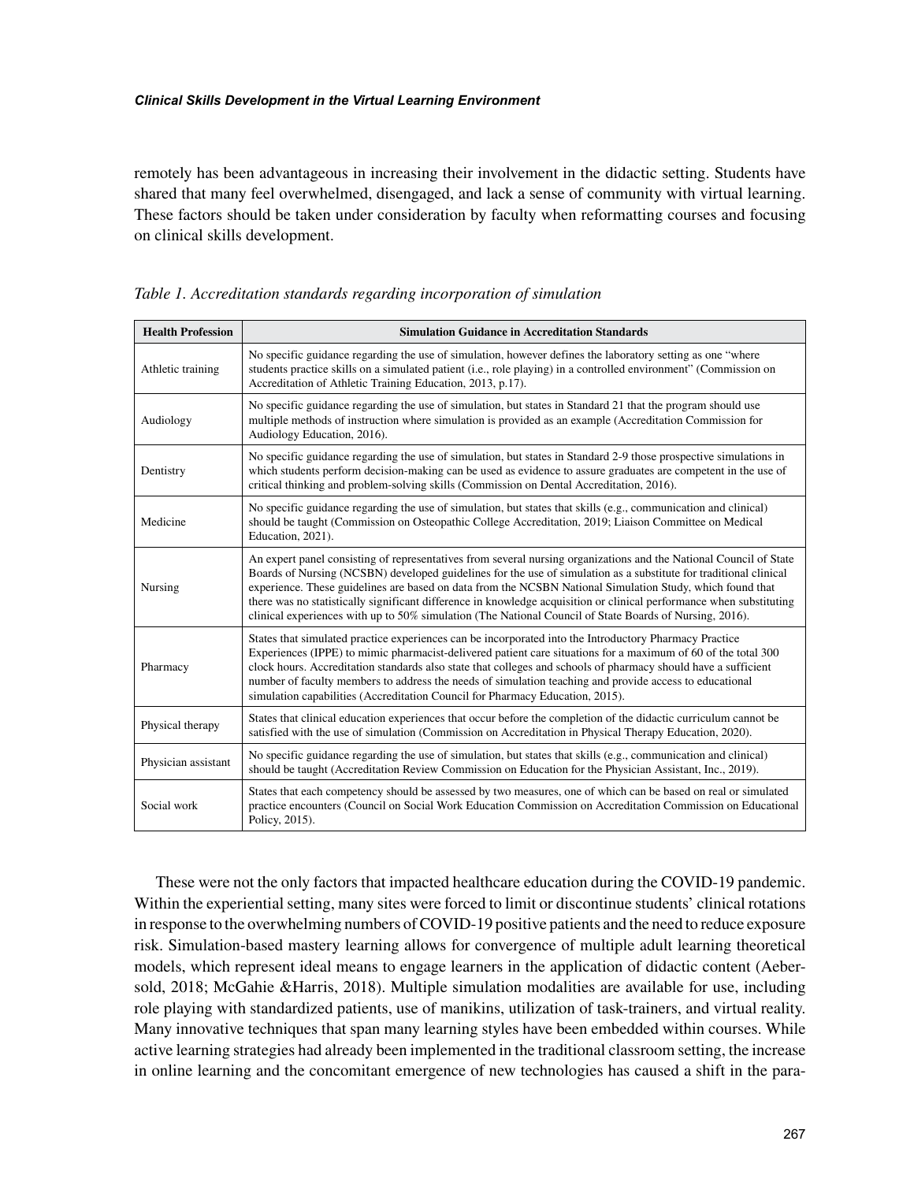remotely has been advantageous in increasing their involvement in the didactic setting. Students have shared that many feel overwhelmed, disengaged, and lack a sense of community with virtual learning. These factors should be taken under consideration by faculty when reformatting courses and focusing on clinical skills development.

*Table 1. Accreditation standards regarding incorporation of simulation*

| Health Profession | Simulation Guidance in Accreditation Standards |
|---|---|
| Athletic training | No specific guidance regarding the use of simulation, however defines the laboratory setting as one "where students practice skills on a simulated patient (i.e., role playing) in a controlled environment" (Commission on Accreditation of Athletic Training Education, 2013, p.17). |
| Audiology | No specific guidance regarding the use of simulation, but states in Standard 21 that the program should use multiple methods of instruction where simulation is provided as an example (Accreditation Commission for Audiology Education, 2016). |
| Dentistry | No specific guidance regarding the use of simulation, but states in Standard 2-9 those prospective simulations in which students perform decision-making can be used as evidence to assure graduates are competent in the use of critical thinking and problem-solving skills (Commission on Dental Accreditation, 2016). |
| Medicine | No specific guidance regarding the use of simulation, but states that skills (e.g., communication and clinical) should be taught (Commission on Osteopathic College Accreditation, 2019; Liaison Committee on Medical Education, 2021). |
| Nursing | An expert panel consisting of representatives from several nursing organizations and the National Council of State Boards of Nursing (NCSBN) developed guidelines for the use of simulation as a substitute for traditional clinical experience. These guidelines are based on data from the NCSBN National Simulation Study, which found that there was no statistically significant difference in knowledge acquisition or clinical performance when substituting clinical experiences with up to 50% simulation (The National Council of State Boards of Nursing, 2016). |
| Pharmacy | States that simulated practice experiences can be incorporated into the Introductory Pharmacy Practice Experiences (IPPE) to mimic pharmacist-delivered patient care situations for a maximum of 60 of the total 300 clock hours. Accreditation standards also state that colleges and schools of pharmacy should have a sufficient number of faculty members to address the needs of simulation teaching and provide access to educational simulation capabilities (Accreditation Council for Pharmacy Education, 2015). |
| Physical therapy | States that clinical education experiences that occur before the completion of the didactic curriculum cannot be satisfied with the use of simulation (Commission on Accreditation in Physical Therapy Education, 2020). |
| Physician assistant | No specific guidance regarding the use of simulation, but states that skills (e.g., communication and clinical) should be taught (Accreditation Review Commission on Education for the Physician Assistant, Inc., 2019). |
| Social work | States that each competency should be assessed by two measures, one of which can be based on real or simulated practice encounters (Council on Social Work Education Commission on Accreditation Commission on Educational Policy, 2015). |

These were not the only factors that impacted healthcare education during the COVID-19 pandemic. Within the experiential setting, many sites were forced to limit or discontinue students' clinical rotations in response to the overwhelming numbers of COVID-19 positive patients and the need to reduce exposure risk. Simulation-based mastery learning allows for convergence of multiple adult learning theoretical models, which represent ideal means to engage learners in the application of didactic content (Aebersold, 2018; McGahie &Harris, 2018). Multiple simulation modalities are available for use, including role playing with standardized patients, use of manikins, utilization of task-trainers, and virtual reality. Many innovative techniques that span many learning styles have been embedded within courses. While active learning strategies had already been implemented in the traditional classroom setting, the increase in online learning and the concomitant emergence of new technologies has caused a shift in the para-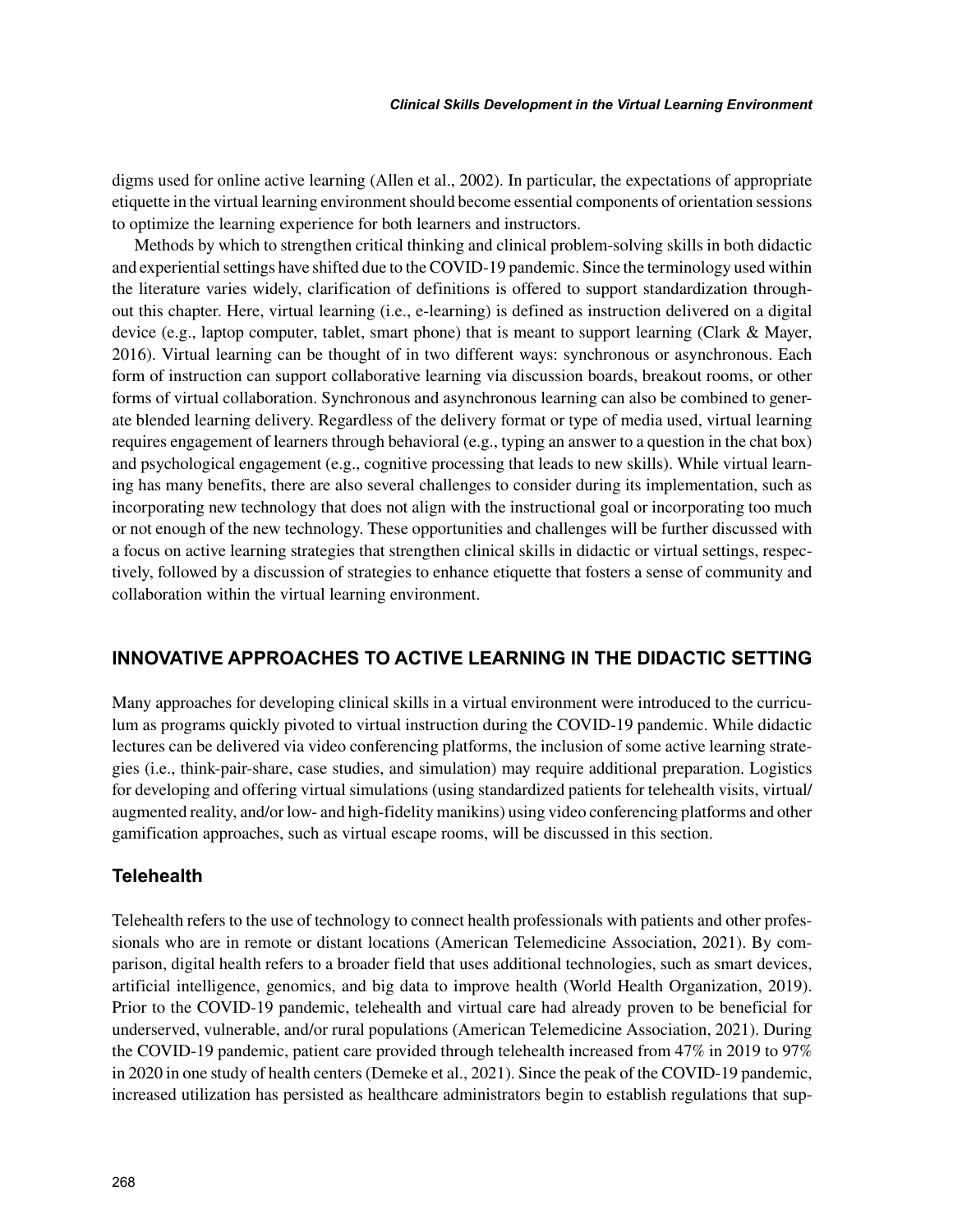digms used for online active learning (Allen et al., 2002). In particular, the expectations of appropriate etiquette in the virtual learning environment should become essential components of orientation sessions to optimize the learning experience for both learners and instructors.

Methods by which to strengthen critical thinking and clinical problem-solving skills in both didactic and experiential settings have shifted due to the COVID-19 pandemic. Since the terminology used within the literature varies widely, clarification of definitions is offered to support standardization throughout this chapter. Here, virtual learning (i.e., e-learning) is defined as instruction delivered on a digital device (e.g., laptop computer, tablet, smart phone) that is meant to support learning (Clark & Mayer, 2016). Virtual learning can be thought of in two different ways: synchronous or asynchronous. Each form of instruction can support collaborative learning via discussion boards, breakout rooms, or other forms of virtual collaboration. Synchronous and asynchronous learning can also be combined to generate blended learning delivery. Regardless of the delivery format or type of media used, virtual learning requires engagement of learners through behavioral (e.g., typing an answer to a question in the chat box) and psychological engagement (e.g., cognitive processing that leads to new skills). While virtual learning has many benefits, there are also several challenges to consider during its implementation, such as incorporating new technology that does not align with the instructional goal or incorporating too much or not enough of the new technology. These opportunities and challenges will be further discussed with a focus on active learning strategies that strengthen clinical skills in didactic or virtual settings, respectively, followed by a discussion of strategies to enhance etiquette that fosters a sense of community and collaboration within the virtual learning environment.

## INNOVATIVE APPROACHES TO ACTIVE LEARNING IN THE DIDACTIC SETTING

Many approaches for developing clinical skills in a virtual environment were introduced to the curriculum as programs quickly pivoted to virtual instruction during the COVID-19 pandemic. While didactic lectures can be delivered via video conferencing platforms, the inclusion of some active learning strategies (i.e., think-pair-share, case studies, and simulation) may require additional preparation. Logistics for developing and offering virtual simulations (using standardized patients for telehealth visits, virtual/augmented reality, and/or low- and high-fidelity manikins) using video conferencing platforms and other gamification approaches, such as virtual escape rooms, will be discussed in this section.

### Telehealth

Telehealth refers to the use of technology to connect health professionals with patients and other professionals who are in remote or distant locations (American Telemedicine Association, 2021). By comparison, digital health refers to a broader field that uses additional technologies, such as smart devices, artificial intelligence, genomics, and big data to improve health (World Health Organization, 2019). Prior to the COVID-19 pandemic, telehealth and virtual care had already proven to be beneficial for underserved, vulnerable, and/or rural populations (American Telemedicine Association, 2021). During the COVID-19 pandemic, patient care provided through telehealth increased from 47% in 2019 to 97% in 2020 in one study of health centers (Demeke et al., 2021). Since the peak of the COVID-19 pandemic, increased utilization has persisted as healthcare administrators begin to establish regulations that sup-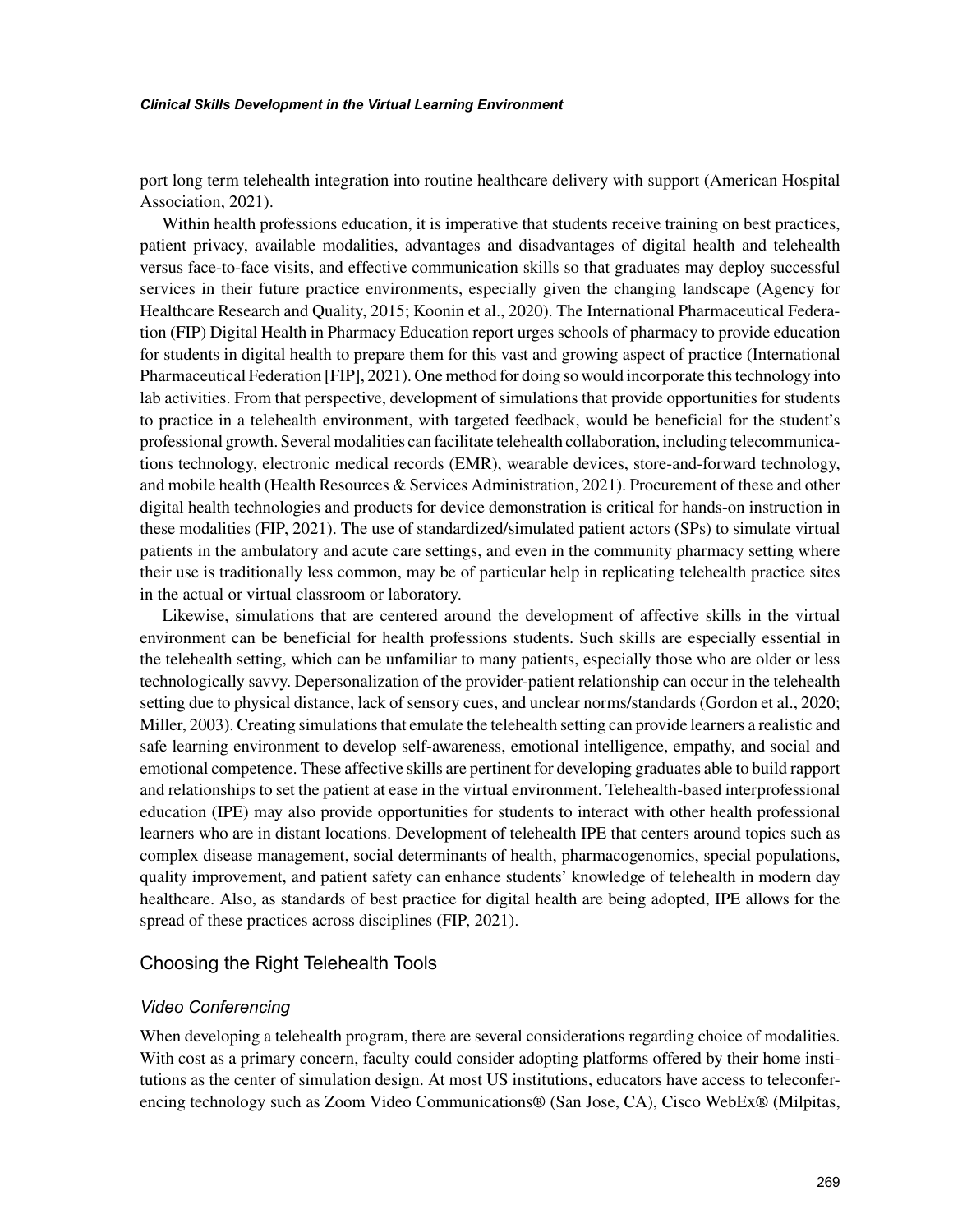port long term telehealth integration into routine healthcare delivery with support (American Hospital Association, 2021).

Within health professions education, it is imperative that students receive training on best practices, patient privacy, available modalities, advantages and disadvantages of digital health and telehealth versus face-to-face visits, and effective communication skills so that graduates may deploy successful services in their future practice environments, especially given the changing landscape (Agency for Healthcare Research and Quality, 2015; Koonin et al., 2020). The International Pharmaceutical Federation (FIP) Digital Health in Pharmacy Education report urges schools of pharmacy to provide education for students in digital health to prepare them for this vast and growing aspect of practice (International Pharmaceutical Federation [FIP], 2021). One method for doing so would incorporate this technology into lab activities. From that perspective, development of simulations that provide opportunities for students to practice in a telehealth environment, with targeted feedback, would be beneficial for the student's professional growth. Several modalities can facilitate telehealth collaboration, including telecommunications technology, electronic medical records (EMR), wearable devices, store-and-forward technology, and mobile health (Health Resources & Services Administration, 2021). Procurement of these and other digital health technologies and products for device demonstration is critical for hands-on instruction in these modalities (FIP, 2021). The use of standardized/simulated patient actors (SPs) to simulate virtual patients in the ambulatory and acute care settings, and even in the community pharmacy setting where their use is traditionally less common, may be of particular help in replicating telehealth practice sites in the actual or virtual classroom or laboratory.

Likewise, simulations that are centered around the development of affective skills in the virtual environment can be beneficial for health professions students. Such skills are especially essential in the telehealth setting, which can be unfamiliar to many patients, especially those who are older or less technologically savvy. Depersonalization of the provider-patient relationship can occur in the telehealth setting due to physical distance, lack of sensory cues, and unclear norms/standards (Gordon et al., 2020; Miller, 2003). Creating simulations that emulate the telehealth setting can provide learners a realistic and safe learning environment to develop self-awareness, emotional intelligence, empathy, and social and emotional competence. These affective skills are pertinent for developing graduates able to build rapport and relationships to set the patient at ease in the virtual environment. Telehealth-based interprofessional education (IPE) may also provide opportunities for students to interact with other health professional learners who are in distant locations. Development of telehealth IPE that centers around topics such as complex disease management, social determinants of health, pharmacogenomics, special populations, quality improvement, and patient safety can enhance students' knowledge of telehealth in modern day healthcare. Also, as standards of best practice for digital health are being adopted, IPE allows for the spread of these practices across disciplines (FIP, 2021).

## Choosing the Right Telehealth Tools

### *Video Conferencing*

When developing a telehealth program, there are several considerations regarding choice of modalities. With cost as a primary concern, faculty could consider adopting platforms offered by their home institutions as the center of simulation design. At most US institutions, educators have access to teleconferencing technology such as Zoom Video Communications® (San Jose, CA), Cisco WebEx® (Milpitas,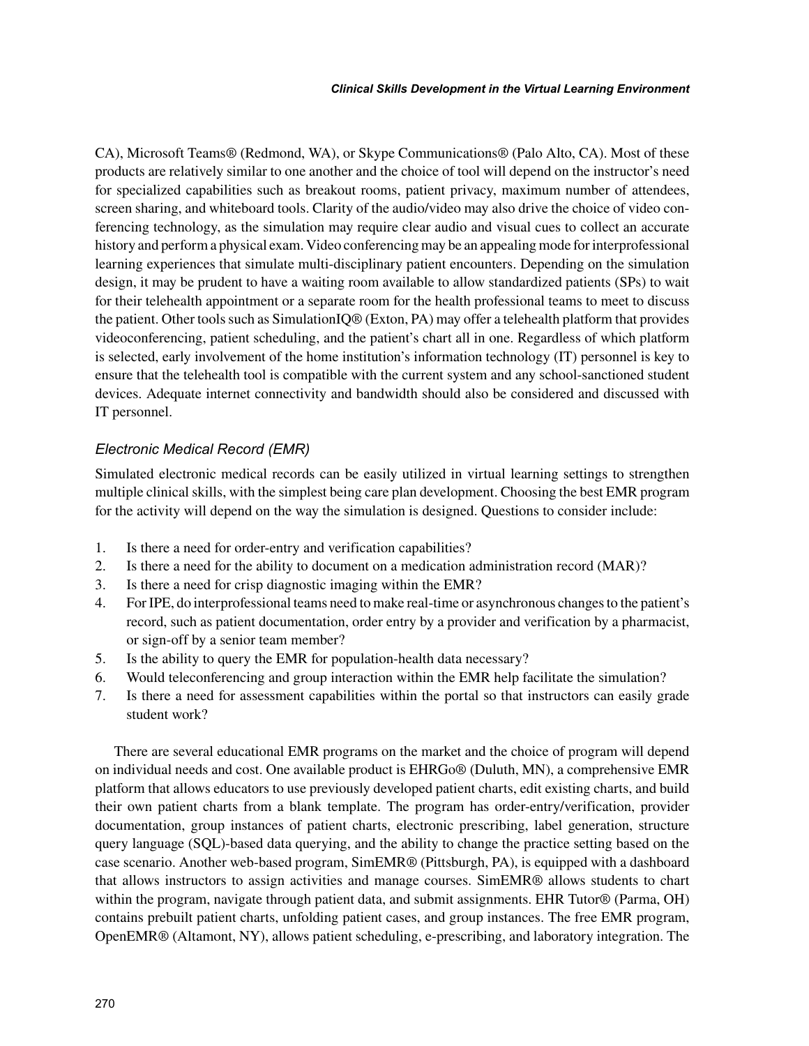CA), Microsoft Teams® (Redmond, WA), or Skype Communications® (Palo Alto, CA). Most of these products are relatively similar to one another and the choice of tool will depend on the instructor's need for specialized capabilities such as breakout rooms, patient privacy, maximum number of attendees, screen sharing, and whiteboard tools. Clarity of the audio/video may also drive the choice of video conferencing technology, as the simulation may require clear audio and visual cues to collect an accurate history and perform a physical exam. Video conferencing may be an appealing mode for interprofessional learning experiences that simulate multi-disciplinary patient encounters. Depending on the simulation design, it may be prudent to have a waiting room available to allow standardized patients (SPs) to wait for their telehealth appointment or a separate room for the health professional teams to meet to discuss the patient. Other tools such as SimulationIQ® (Exton, PA) may offer a telehealth platform that provides videoconferencing, patient scheduling, and the patient's chart all in one. Regardless of which platform is selected, early involvement of the home institution's information technology (IT) personnel is key to ensure that the telehealth tool is compatible with the current system and any school-sanctioned student devices. Adequate internet connectivity and bandwidth should also be considered and discussed with IT personnel.

### *Electronic Medical Record (EMR)*

Simulated electronic medical records can be easily utilized in virtual learning settings to strengthen multiple clinical skills, with the simplest being care plan development. Choosing the best EMR program for the activity will depend on the way the simulation is designed. Questions to consider include:

1. Is there a need for order-entry and verification capabilities?
2. Is there a need for the ability to document on a medication administration record (MAR)?
3. Is there a need for crisp diagnostic imaging within the EMR?
4. For IPE, do interprofessional teams need to make real-time or asynchronous changes to the patient's record, such as patient documentation, order entry by a provider and verification by a pharmacist, or sign-off by a senior team member?
5. Is the ability to query the EMR for population-health data necessary?
6. Would teleconferencing and group interaction within the EMR help facilitate the simulation?
7. Is there a need for assessment capabilities within the portal so that instructors can easily grade student work?

There are several educational EMR programs on the market and the choice of program will depend on individual needs and cost. One available product is EHRGo® (Duluth, MN), a comprehensive EMR platform that allows educators to use previously developed patient charts, edit existing charts, and build their own patient charts from a blank template. The program has order-entry/verification, provider documentation, group instances of patient charts, electronic prescribing, label generation, structure query language (SQL)-based data querying, and the ability to change the practice setting based on the case scenario. Another web-based program, SimEMR® (Pittsburgh, PA), is equipped with a dashboard that allows instructors to assign activities and manage courses. SimEMR® allows students to chart within the program, navigate through patient data, and submit assignments. EHR Tutor® (Parma, OH) contains prebuilt patient charts, unfolding patient cases, and group instances. The free EMR program, OpenEMR® (Altamont, NY), allows patient scheduling, e-prescribing, and laboratory integration. The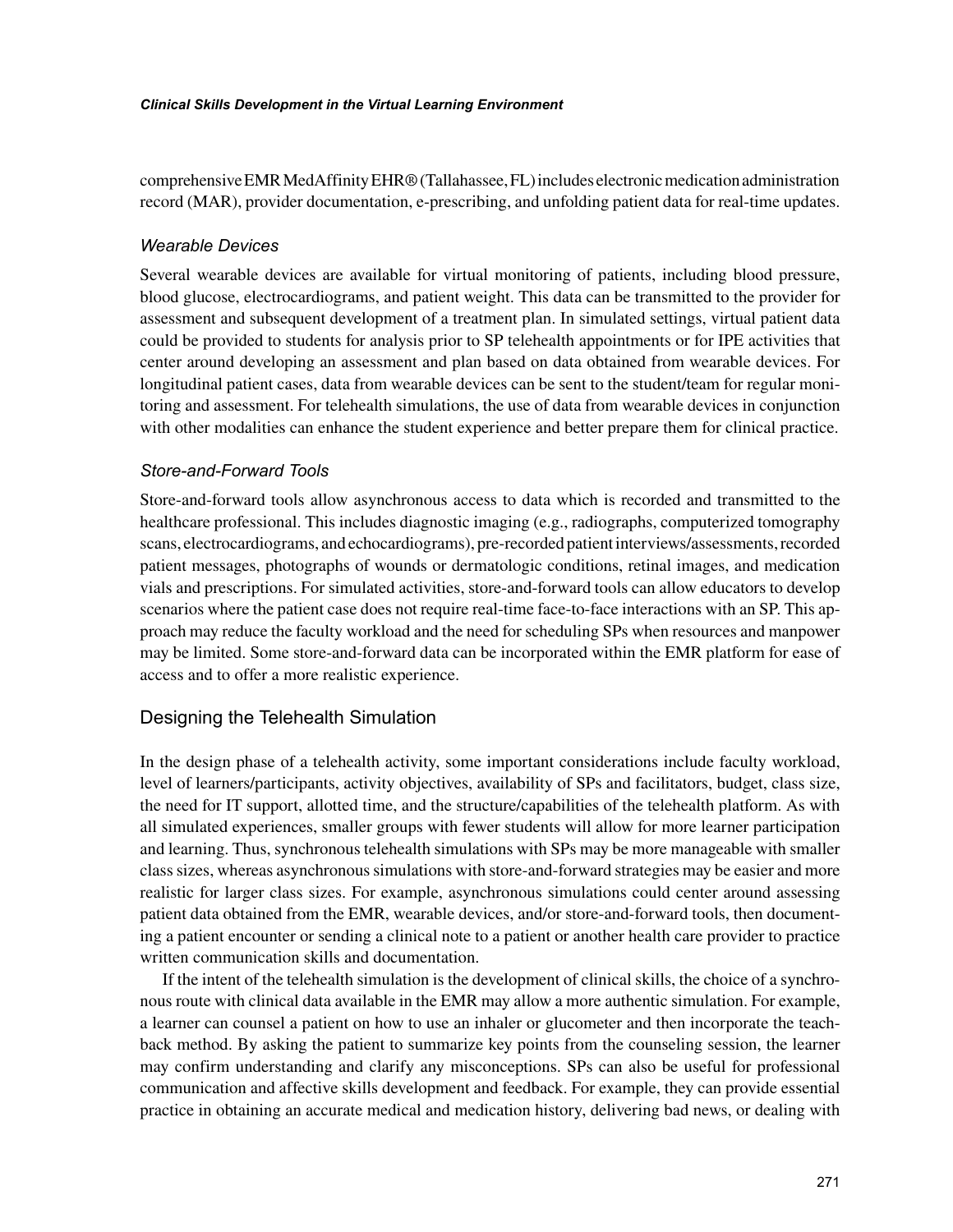comprehensive EMR MedAffinity EHR® (Tallahassee, FL) includes electronic medication administration record (MAR), provider documentation, e-prescribing, and unfolding patient data for real-time updates.

#### *Wearable Devices*

Several wearable devices are available for virtual monitoring of patients, including blood pressure, blood glucose, electrocardiograms, and patient weight. This data can be transmitted to the provider for assessment and subsequent development of a treatment plan. In simulated settings, virtual patient data could be provided to students for analysis prior to SP telehealth appointments or for IPE activities that center around developing an assessment and plan based on data obtained from wearable devices. For longitudinal patient cases, data from wearable devices can be sent to the student/team for regular monitoring and assessment. For telehealth simulations, the use of data from wearable devices in conjunction with other modalities can enhance the student experience and better prepare them for clinical practice.

#### *Store-and-Forward Tools*

Store-and-forward tools allow asynchronous access to data which is recorded and transmitted to the healthcare professional. This includes diagnostic imaging (e.g., radiographs, computerized tomography scans, electrocardiograms, and echocardiograms), pre-recorded patient interviews/assessments, recorded patient messages, photographs of wounds or dermatologic conditions, retinal images, and medication vials and prescriptions. For simulated activities, store-and-forward tools can allow educators to develop scenarios where the patient case does not require real-time face-to-face interactions with an SP. This approach may reduce the faculty workload and the need for scheduling SPs when resources and manpower may be limited. Some store-and-forward data can be incorporated within the EMR platform for ease of access and to offer a more realistic experience.

### Designing the Telehealth Simulation

In the design phase of a telehealth activity, some important considerations include faculty workload, level of learners/participants, activity objectives, availability of SPs and facilitators, budget, class size, the need for IT support, allotted time, and the structure/capabilities of the telehealth platform. As with all simulated experiences, smaller groups with fewer students will allow for more learner participation and learning. Thus, synchronous telehealth simulations with SPs may be more manageable with smaller class sizes, whereas asynchronous simulations with store-and-forward strategies may be easier and more realistic for larger class sizes. For example, asynchronous simulations could center around assessing patient data obtained from the EMR, wearable devices, and/or store-and-forward tools, then documenting a patient encounter or sending a clinical note to a patient or another health care provider to practice written communication skills and documentation.

If the intent of the telehealth simulation is the development of clinical skills, the choice of a synchronous route with clinical data available in the EMR may allow a more authentic simulation. For example, a learner can counsel a patient on how to use an inhaler or glucometer and then incorporate the teach-back method. By asking the patient to summarize key points from the counseling session, the learner may confirm understanding and clarify any misconceptions. SPs can also be useful for professional communication and affective skills development and feedback. For example, they can provide essential practice in obtaining an accurate medical and medication history, delivering bad news, or dealing with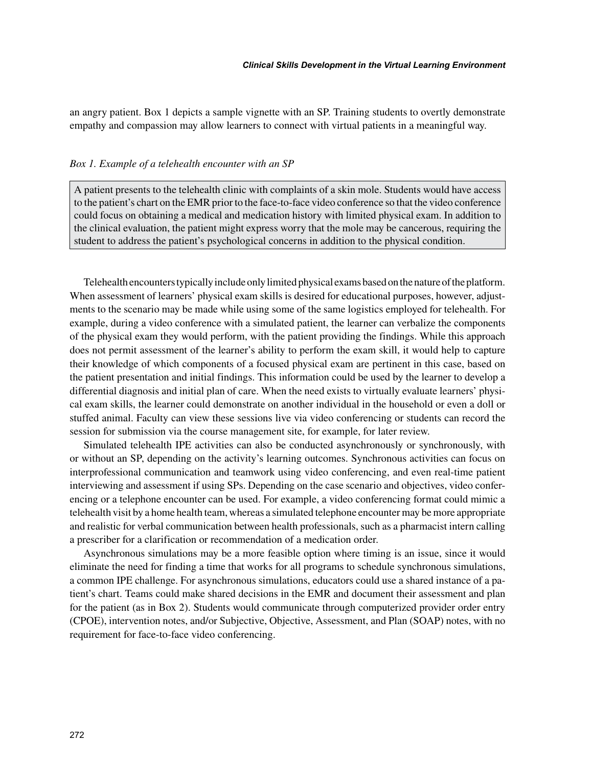an angry patient. Box 1 depicts a sample vignette with an SP. Training students to overtly demonstrate empathy and compassion may allow learners to connect with virtual patients in a meaningful way.

*Box 1. Example of a telehealth encounter with an SP*

> A patient presents to the telehealth clinic with complaints of a skin mole. Students would have access to the patient's chart on the EMR prior to the face-to-face video conference so that the video conference could focus on obtaining a medical and medication history with limited physical exam. In addition to the clinical evaluation, the patient might express worry that the mole may be cancerous, requiring the student to address the patient's psychological concerns in addition to the physical condition.

Telehealth encounters typically include only limited physical exams based on the nature of the platform. When assessment of learners' physical exam skills is desired for educational purposes, however, adjustments to the scenario may be made while using some of the same logistics employed for telehealth. For example, during a video conference with a simulated patient, the learner can verbalize the components of the physical exam they would perform, with the patient providing the findings. While this approach does not permit assessment of the learner's ability to perform the exam skill, it would help to capture their knowledge of which components of a focused physical exam are pertinent in this case, based on the patient presentation and initial findings. This information could be used by the learner to develop a differential diagnosis and initial plan of care. When the need exists to virtually evaluate learners' physical exam skills, the learner could demonstrate on another individual in the household or even a doll or stuffed animal. Faculty can view these sessions live via video conferencing or students can record the session for submission via the course management site, for example, for later review.

Simulated telehealth IPE activities can also be conducted asynchronously or synchronously, with or without an SP, depending on the activity's learning outcomes. Synchronous activities can focus on interprofessional communication and teamwork using video conferencing, and even real-time patient interviewing and assessment if using SPs. Depending on the case scenario and objectives, video conferencing or a telephone encounter can be used. For example, a video conferencing format could mimic a telehealth visit by a home health team, whereas a simulated telephone encounter may be more appropriate and realistic for verbal communication between health professionals, such as a pharmacist intern calling a prescriber for a clarification or recommendation of a medication order.

Asynchronous simulations may be a more feasible option where timing is an issue, since it would eliminate the need for finding a time that works for all programs to schedule synchronous simulations, a common IPE challenge. For asynchronous simulations, educators could use a shared instance of a patient's chart. Teams could make shared decisions in the EMR and document their assessment and plan for the patient (as in Box 2). Students would communicate through computerized provider order entry (CPOE), intervention notes, and/or Subjective, Objective, Assessment, and Plan (SOAP) notes, with no requirement for face-to-face video conferencing.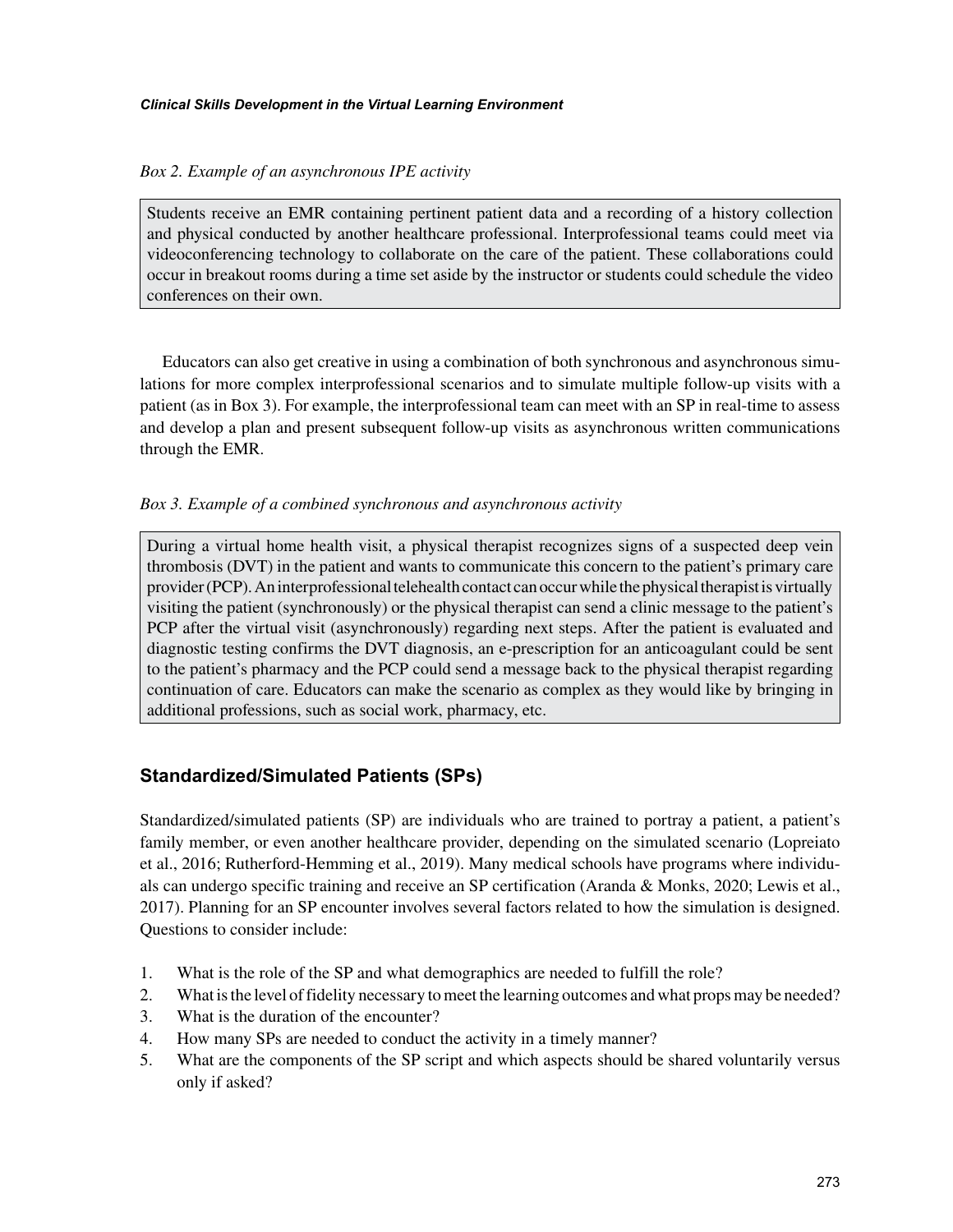*Box 2. Example of an asynchronous IPE activity*

> Students receive an EMR containing pertinent patient data and a recording of a history collection and physical conducted by another healthcare professional. Interprofessional teams could meet via videoconferencing technology to collaborate on the care of the patient. These collaborations could occur in breakout rooms during a time set aside by the instructor or students could schedule the video conferences on their own.

Educators can also get creative in using a combination of both synchronous and asynchronous simulations for more complex interprofessional scenarios and to simulate multiple follow-up visits with a patient (as in Box 3). For example, the interprofessional team can meet with an SP in real-time to assess and develop a plan and present subsequent follow-up visits as asynchronous written communications through the EMR.

*Box 3. Example of a combined synchronous and asynchronous activity*

> During a virtual home health visit, a physical therapist recognizes signs of a suspected deep vein thrombosis (DVT) in the patient and wants to communicate this concern to the patient's primary care provider (PCP). An interprofessional telehealth contact can occur while the physical therapist is virtually visiting the patient (synchronously) or the physical therapist can send a clinic message to the patient's PCP after the virtual visit (asynchronously) regarding next steps. After the patient is evaluated and diagnostic testing confirms the DVT diagnosis, an e-prescription for an anticoagulant could be sent to the patient's pharmacy and the PCP could send a message back to the physical therapist regarding continuation of care. Educators can make the scenario as complex as they would like by bringing in additional professions, such as social work, pharmacy, etc.

## Standardized/Simulated Patients (SPs)

Standardized/simulated patients (SP) are individuals who are trained to portray a patient, a patient's family member, or even another healthcare provider, depending on the simulated scenario (Lopreiato et al., 2016; Rutherford-Hemming et al., 2019). Many medical schools have programs where individuals can undergo specific training and receive an SP certification (Aranda & Monks, 2020; Lewis et al., 2017). Planning for an SP encounter involves several factors related to how the simulation is designed. Questions to consider include:

1. What is the role of the SP and what demographics are needed to fulfill the role?
2. What is the level of fidelity necessary to meet the learning outcomes and what props may be needed?
3. What is the duration of the encounter?
4. How many SPs are needed to conduct the activity in a timely manner?
5. What are the components of the SP script and which aspects should be shared voluntarily versus only if asked?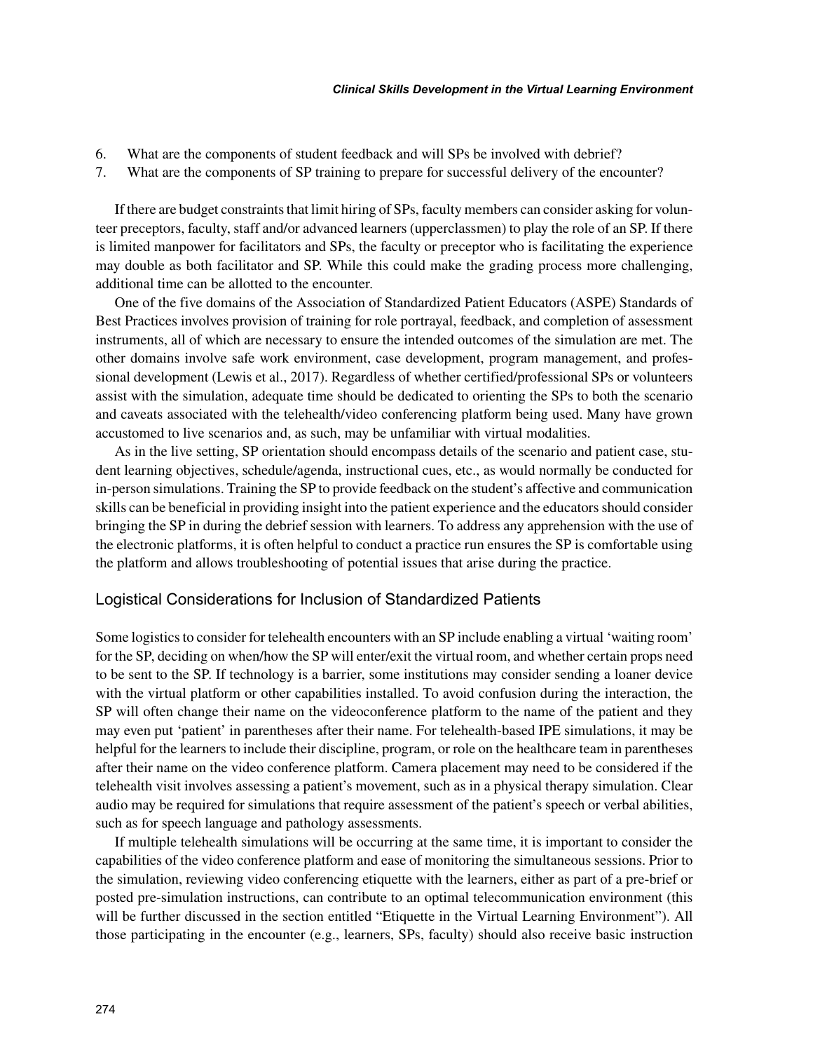6. What are the components of student feedback and will SPs be involved with debrief?
7. What are the components of SP training to prepare for successful delivery of the encounter?

If there are budget constraints that limit hiring of SPs, faculty members can consider asking for volunteer preceptors, faculty, staff and/or advanced learners (upperclassmen) to play the role of an SP. If there is limited manpower for facilitators and SPs, the faculty or preceptor who is facilitating the experience may double as both facilitator and SP. While this could make the grading process more challenging, additional time can be allotted to the encounter.

One of the five domains of the Association of Standardized Patient Educators (ASPE) Standards of Best Practices involves provision of training for role portrayal, feedback, and completion of assessment instruments, all of which are necessary to ensure the intended outcomes of the simulation are met. The other domains involve safe work environment, case development, program management, and professional development (Lewis et al., 2017). Regardless of whether certified/professional SPs or volunteers assist with the simulation, adequate time should be dedicated to orienting the SPs to both the scenario and caveats associated with the telehealth/video conferencing platform being used. Many have grown accustomed to live scenarios and, as such, may be unfamiliar with virtual modalities.

As in the live setting, SP orientation should encompass details of the scenario and patient case, student learning objectives, schedule/agenda, instructional cues, etc., as would normally be conducted for in-person simulations. Training the SP to provide feedback on the student's affective and communication skills can be beneficial in providing insight into the patient experience and the educators should consider bringing the SP in during the debrief session with learners. To address any apprehension with the use of the electronic platforms, it is often helpful to conduct a practice run ensures the SP is comfortable using the platform and allows troubleshooting of potential issues that arise during the practice.

## Logistical Considerations for Inclusion of Standardized Patients

Some logistics to consider for telehealth encounters with an SP include enabling a virtual 'waiting room' for the SP, deciding on when/how the SP will enter/exit the virtual room, and whether certain props need to be sent to the SP. If technology is a barrier, some institutions may consider sending a loaner device with the virtual platform or other capabilities installed. To avoid confusion during the interaction, the SP will often change their name on the videoconference platform to the name of the patient and they may even put 'patient' in parentheses after their name. For telehealth-based IPE simulations, it may be helpful for the learners to include their discipline, program, or role on the healthcare team in parentheses after their name on the video conference platform. Camera placement may need to be considered if the telehealth visit involves assessing a patient's movement, such as in a physical therapy simulation. Clear audio may be required for simulations that require assessment of the patient's speech or verbal abilities, such as for speech language and pathology assessments.

If multiple telehealth simulations will be occurring at the same time, it is important to consider the capabilities of the video conference platform and ease of monitoring the simultaneous sessions. Prior to the simulation, reviewing video conferencing etiquette with the learners, either as part of a pre-brief or posted pre-simulation instructions, can contribute to an optimal telecommunication environment (this will be further discussed in the section entitled "Etiquette in the Virtual Learning Environment"). All those participating in the encounter (e.g., learners, SPs, faculty) should also receive basic instruction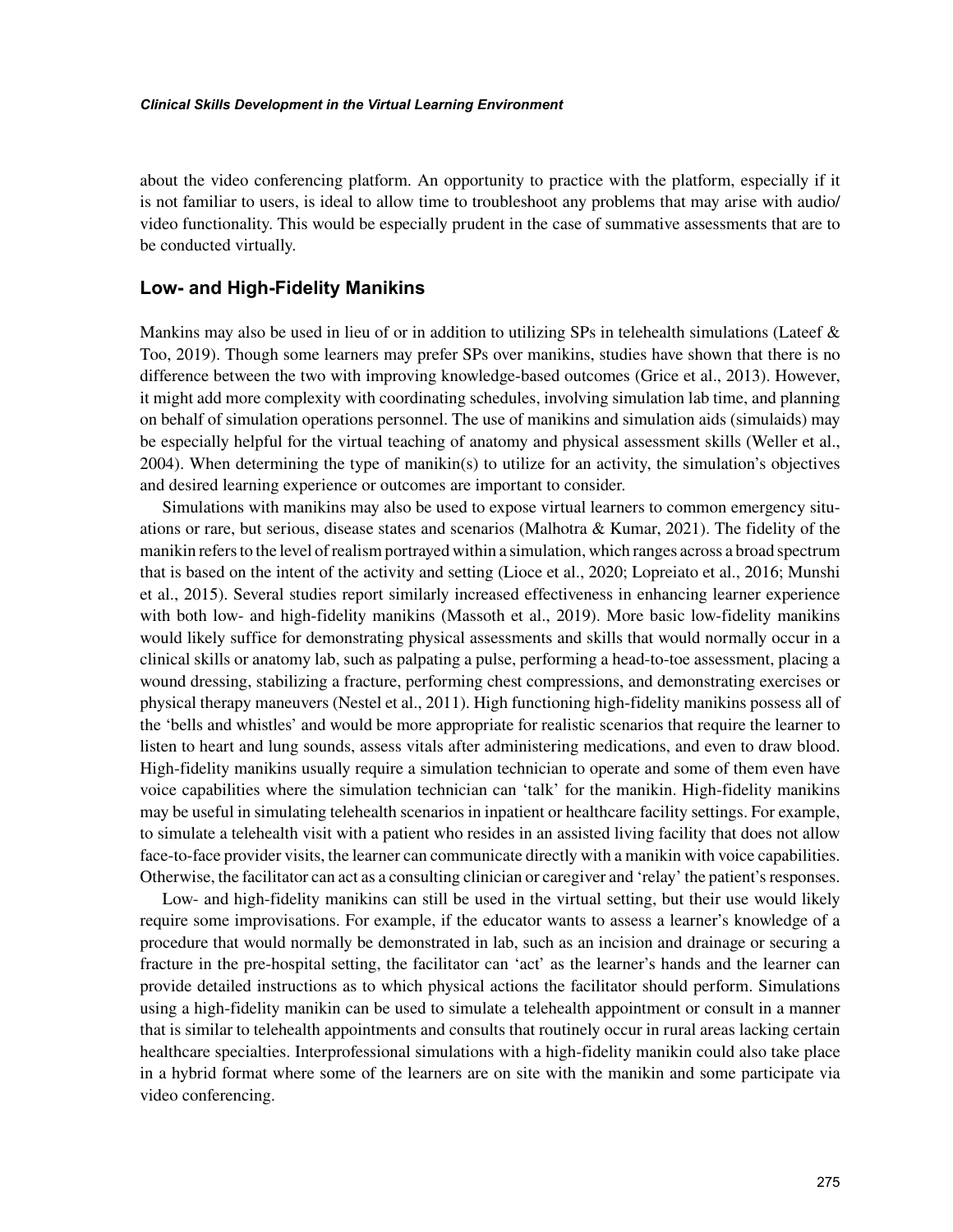about the video conferencing platform. An opportunity to practice with the platform, especially if it is not familiar to users, is ideal to allow time to troubleshoot any problems that may arise with audio/video functionality. This would be especially prudent in the case of summative assessments that are to be conducted virtually.

## Low- and High-Fidelity Manikins

Mankins may also be used in lieu of or in addition to utilizing SPs in telehealth simulations (Lateef & Too, 2019). Though some learners may prefer SPs over manikins, studies have shown that there is no difference between the two with improving knowledge-based outcomes (Grice et al., 2013). However, it might add more complexity with coordinating schedules, involving simulation lab time, and planning on behalf of simulation operations personnel. The use of manikins and simulation aids (simulaids) may be especially helpful for the virtual teaching of anatomy and physical assessment skills (Weller et al., 2004). When determining the type of manikin(s) to utilize for an activity, the simulation's objectives and desired learning experience or outcomes are important to consider.

Simulations with manikins may also be used to expose virtual learners to common emergency situations or rare, but serious, disease states and scenarios (Malhotra & Kumar, 2021). The fidelity of the manikin refers to the level of realism portrayed within a simulation, which ranges across a broad spectrum that is based on the intent of the activity and setting (Lioce et al., 2020; Lopreiato et al., 2016; Munshi et al., 2015). Several studies report similarly increased effectiveness in enhancing learner experience with both low- and high-fidelity manikins (Massoth et al., 2019). More basic low-fidelity manikins would likely suffice for demonstrating physical assessments and skills that would normally occur in a clinical skills or anatomy lab, such as palpating a pulse, performing a head-to-toe assessment, placing a wound dressing, stabilizing a fracture, performing chest compressions, and demonstrating exercises or physical therapy maneuvers (Nestel et al., 2011). High functioning high-fidelity manikins possess all of the 'bells and whistles' and would be more appropriate for realistic scenarios that require the learner to listen to heart and lung sounds, assess vitals after administering medications, and even to draw blood. High-fidelity manikins usually require a simulation technician to operate and some of them even have voice capabilities where the simulation technician can 'talk' for the manikin. High-fidelity manikins may be useful in simulating telehealth scenarios in inpatient or healthcare facility settings. For example, to simulate a telehealth visit with a patient who resides in an assisted living facility that does not allow face-to-face provider visits, the learner can communicate directly with a manikin with voice capabilities. Otherwise, the facilitator can act as a consulting clinician or caregiver and 'relay' the patient's responses.

Low- and high-fidelity manikins can still be used in the virtual setting, but their use would likely require some improvisations. For example, if the educator wants to assess a learner's knowledge of a procedure that would normally be demonstrated in lab, such as an incision and drainage or securing a fracture in the pre-hospital setting, the facilitator can 'act' as the learner's hands and the learner can provide detailed instructions as to which physical actions the facilitator should perform. Simulations using a high-fidelity manikin can be used to simulate a telehealth appointment or consult in a manner that is similar to telehealth appointments and consults that routinely occur in rural areas lacking certain healthcare specialties. Interprofessional simulations with a high-fidelity manikin could also take place in a hybrid format where some of the learners are on site with the manikin and some participate via video conferencing.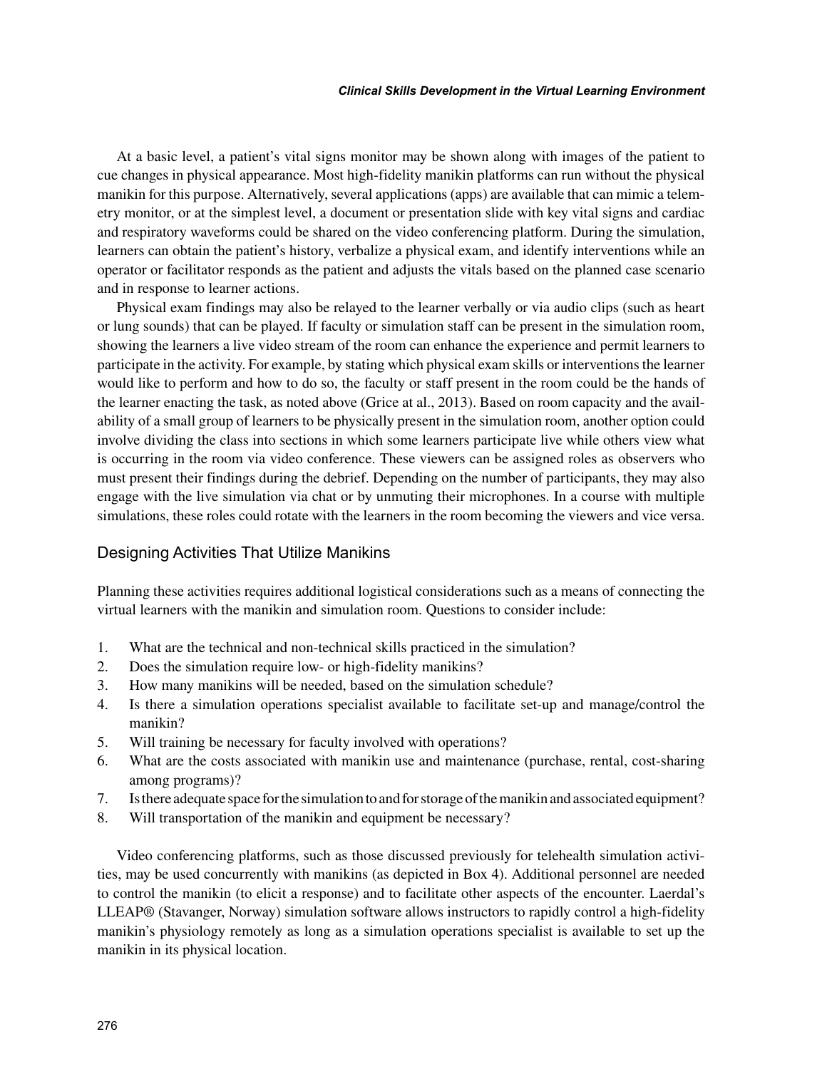At a basic level, a patient's vital signs monitor may be shown along with images of the patient to cue changes in physical appearance. Most high-fidelity manikin platforms can run without the physical manikin for this purpose. Alternatively, several applications (apps) are available that can mimic a telemetry monitor, or at the simplest level, a document or presentation slide with key vital signs and cardiac and respiratory waveforms could be shared on the video conferencing platform. During the simulation, learners can obtain the patient's history, verbalize a physical exam, and identify interventions while an operator or facilitator responds as the patient and adjusts the vitals based on the planned case scenario and in response to learner actions.

Physical exam findings may also be relayed to the learner verbally or via audio clips (such as heart or lung sounds) that can be played. If faculty or simulation staff can be present in the simulation room, showing the learners a live video stream of the room can enhance the experience and permit learners to participate in the activity. For example, by stating which physical exam skills or interventions the learner would like to perform and how to do so, the faculty or staff present in the room could be the hands of the learner enacting the task, as noted above (Grice at al., 2013). Based on room capacity and the availability of a small group of learners to be physically present in the simulation room, another option could involve dividing the class into sections in which some learners participate live while others view what is occurring in the room via video conference. These viewers can be assigned roles as observers who must present their findings during the debrief. Depending on the number of participants, they may also engage with the live simulation via chat or by unmuting their microphones. In a course with multiple simulations, these roles could rotate with the learners in the room becoming the viewers and vice versa.

## Designing Activities That Utilize Manikins

Planning these activities requires additional logistical considerations such as a means of connecting the virtual learners with the manikin and simulation room. Questions to consider include:

1. What are the technical and non-technical skills practiced in the simulation?
2. Does the simulation require low- or high-fidelity manikins?
3. How many manikins will be needed, based on the simulation schedule?
4. Is there a simulation operations specialist available to facilitate set-up and manage/control the manikin?
5. Will training be necessary for faculty involved with operations?
6. What are the costs associated with manikin use and maintenance (purchase, rental, cost-sharing among programs)?
7. Is there adequate space for the simulation to and for storage of the manikin and associated equipment?
8. Will transportation of the manikin and equipment be necessary?

Video conferencing platforms, such as those discussed previously for telehealth simulation activities, may be used concurrently with manikins (as depicted in Box 4). Additional personnel are needed to control the manikin (to elicit a response) and to facilitate other aspects of the encounter. Laerdal's LLEAP® (Stavanger, Norway) simulation software allows instructors to rapidly control a high-fidelity manikin's physiology remotely as long as a simulation operations specialist is available to set up the manikin in its physical location.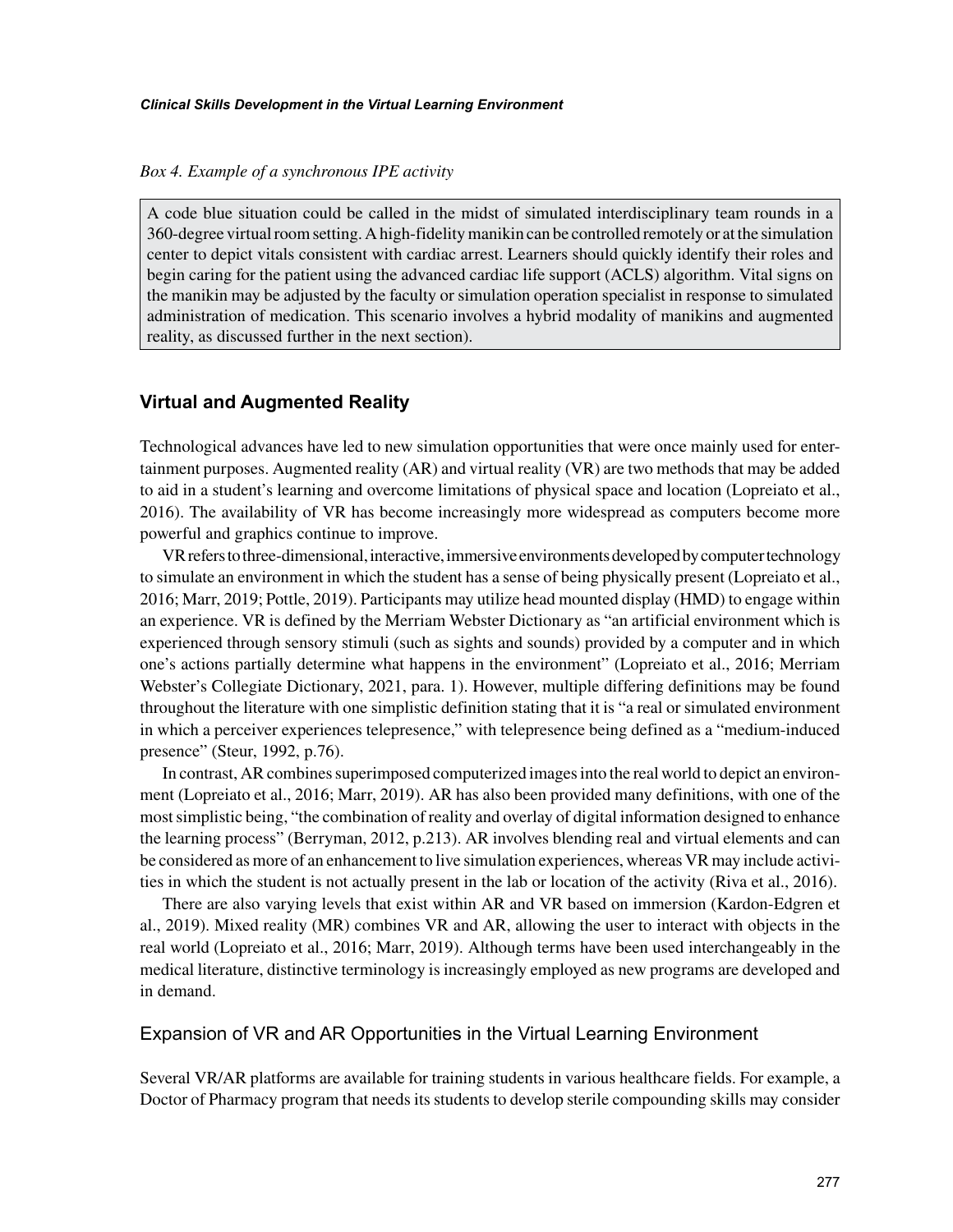*Box 4. Example of a synchronous IPE activity*

> A code blue situation could be called in the midst of simulated interdisciplinary team rounds in a 360-degree virtual room setting. A high-fidelity manikin can be controlled remotely or at the simulation center to depict vitals consistent with cardiac arrest. Learners should quickly identify their roles and begin caring for the patient using the advanced cardiac life support (ACLS) algorithm. Vital signs on the manikin may be adjusted by the faculty or simulation operation specialist in response to simulated administration of medication. This scenario involves a hybrid modality of manikins and augmented reality, as discussed further in the next section).

## Virtual and Augmented Reality

Technological advances have led to new simulation opportunities that were once mainly used for entertainment purposes. Augmented reality (AR) and virtual reality (VR) are two methods that may be added to aid in a student's learning and overcome limitations of physical space and location (Lopreiato et al., 2016). The availability of VR has become increasingly more widespread as computers become more powerful and graphics continue to improve.

VR refers to three-dimensional, interactive, immersive environments developed by computer technology to simulate an environment in which the student has a sense of being physically present (Lopreiato et al., 2016; Marr, 2019; Pottle, 2019). Participants may utilize head mounted display (HMD) to engage within an experience. VR is defined by the Merriam Webster Dictionary as "an artificial environment which is experienced through sensory stimuli (such as sights and sounds) provided by a computer and in which one's actions partially determine what happens in the environment" (Lopreiato et al., 2016; Merriam Webster's Collegiate Dictionary, 2021, para. 1). However, multiple differing definitions may be found throughout the literature with one simplistic definition stating that it is "a real or simulated environment in which a perceiver experiences telepresence," with telepresence being defined as a "medium-induced presence" (Steur, 1992, p.76).

In contrast, AR combines superimposed computerized images into the real world to depict an environment (Lopreiato et al., 2016; Marr, 2019). AR has also been provided many definitions, with one of the most simplistic being, "the combination of reality and overlay of digital information designed to enhance the learning process" (Berryman, 2012, p.213). AR involves blending real and virtual elements and can be considered as more of an enhancement to live simulation experiences, whereas VR may include activities in which the student is not actually present in the lab or location of the activity (Riva et al., 2016).

There are also varying levels that exist within AR and VR based on immersion (Kardon-Edgren et al., 2019). Mixed reality (MR) combines VR and AR, allowing the user to interact with objects in the real world (Lopreiato et al., 2016; Marr, 2019). Although terms have been used interchangeably in the medical literature, distinctive terminology is increasingly employed as new programs are developed and in demand.

### Expansion of VR and AR Opportunities in the Virtual Learning Environment

Several VR/AR platforms are available for training students in various healthcare fields. For example, a Doctor of Pharmacy program that needs its students to develop sterile compounding skills may consider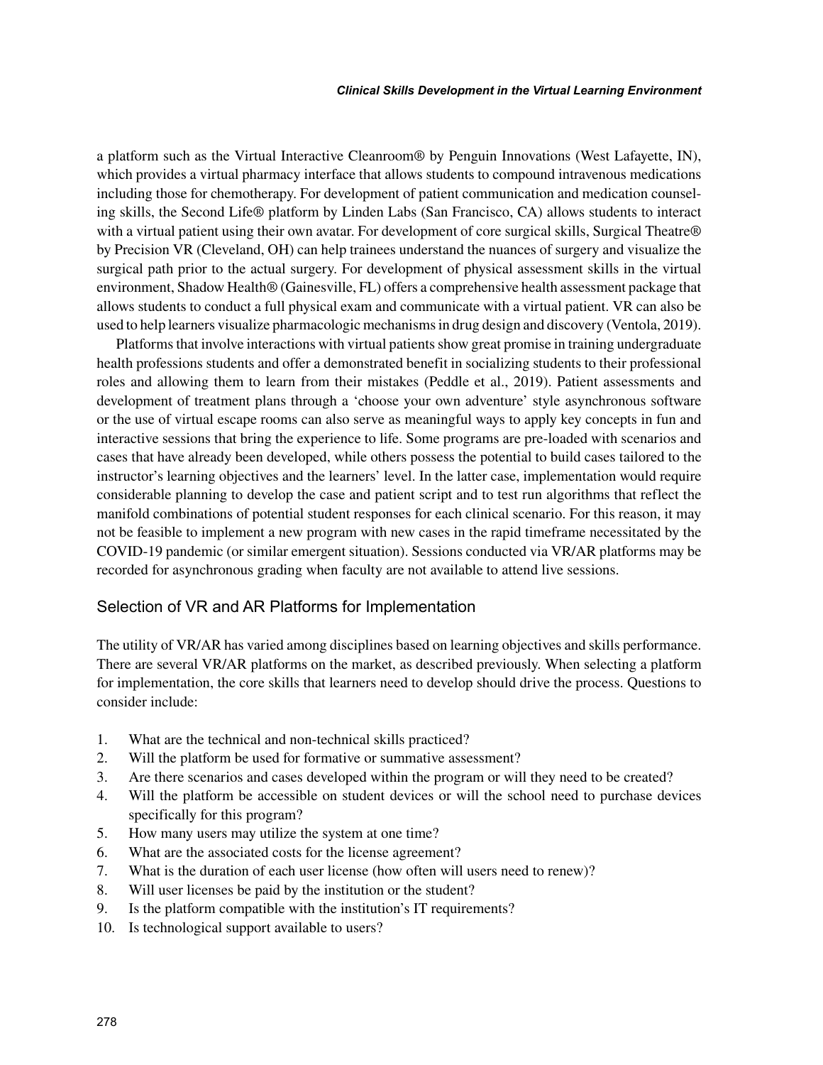a platform such as the Virtual Interactive Cleanroom® by Penguin Innovations (West Lafayette, IN), which provides a virtual pharmacy interface that allows students to compound intravenous medications including those for chemotherapy. For development of patient communication and medication counseling skills, the Second Life® platform by Linden Labs (San Francisco, CA) allows students to interact with a virtual patient using their own avatar. For development of core surgical skills, Surgical Theatre® by Precision VR (Cleveland, OH) can help trainees understand the nuances of surgery and visualize the surgical path prior to the actual surgery. For development of physical assessment skills in the virtual environment, Shadow Health® (Gainesville, FL) offers a comprehensive health assessment package that allows students to conduct a full physical exam and communicate with a virtual patient. VR can also be used to help learners visualize pharmacologic mechanisms in drug design and discovery (Ventola, 2019).

Platforms that involve interactions with virtual patients show great promise in training undergraduate health professions students and offer a demonstrated benefit in socializing students to their professional roles and allowing them to learn from their mistakes (Peddle et al., 2019). Patient assessments and development of treatment plans through a 'choose your own adventure' style asynchronous software or the use of virtual escape rooms can also serve as meaningful ways to apply key concepts in fun and interactive sessions that bring the experience to life. Some programs are pre-loaded with scenarios and cases that have already been developed, while others possess the potential to build cases tailored to the instructor's learning objectives and the learners' level. In the latter case, implementation would require considerable planning to develop the case and patient script and to test run algorithms that reflect the manifold combinations of potential student responses for each clinical scenario. For this reason, it may not be feasible to implement a new program with new cases in the rapid timeframe necessitated by the COVID-19 pandemic (or similar emergent situation). Sessions conducted via VR/AR platforms may be recorded for asynchronous grading when faculty are not available to attend live sessions.

## Selection of VR and AR Platforms for Implementation

The utility of VR/AR has varied among disciplines based on learning objectives and skills performance. There are several VR/AR platforms on the market, as described previously. When selecting a platform for implementation, the core skills that learners need to develop should drive the process. Questions to consider include:

1. What are the technical and non-technical skills practiced?
2. Will the platform be used for formative or summative assessment?
3. Are there scenarios and cases developed within the program or will they need to be created?
4. Will the platform be accessible on student devices or will the school need to purchase devices specifically for this program?
5. How many users may utilize the system at one time?
6. What are the associated costs for the license agreement?
7. What is the duration of each user license (how often will users need to renew)?
8. Will user licenses be paid by the institution or the student?
9. Is the platform compatible with the institution's IT requirements?
10. Is technological support available to users?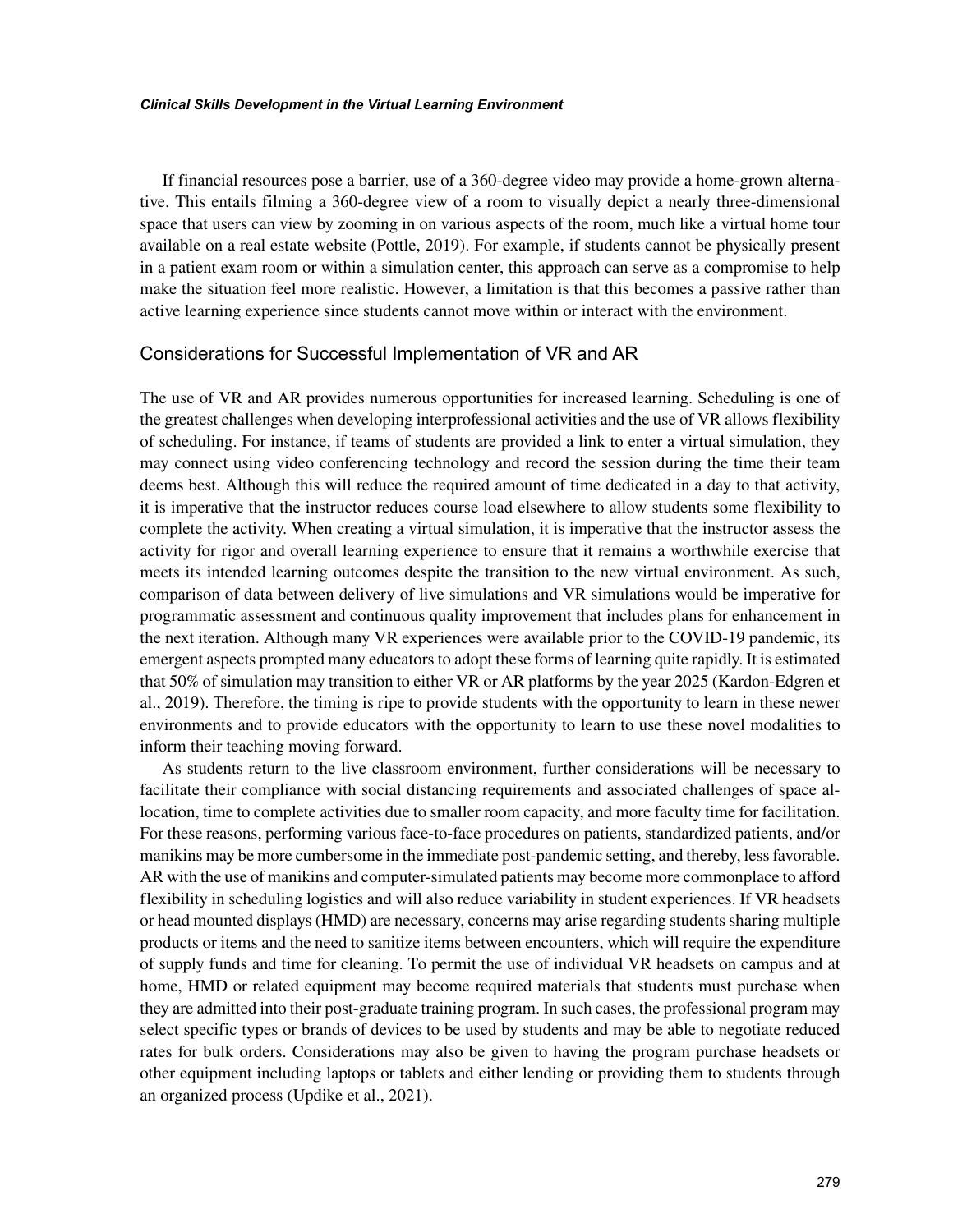If financial resources pose a barrier, use of a 360-degree video may provide a home-grown alternative. This entails filming a 360-degree view of a room to visually depict a nearly three-dimensional space that users can view by zooming in on various aspects of the room, much like a virtual home tour available on a real estate website (Pottle, 2019). For example, if students cannot be physically present in a patient exam room or within a simulation center, this approach can serve as a compromise to help make the situation feel more realistic. However, a limitation is that this becomes a passive rather than active learning experience since students cannot move within or interact with the environment.

## Considerations for Successful Implementation of VR and AR

The use of VR and AR provides numerous opportunities for increased learning. Scheduling is one of the greatest challenges when developing interprofessional activities and the use of VR allows flexibility of scheduling. For instance, if teams of students are provided a link to enter a virtual simulation, they may connect using video conferencing technology and record the session during the time their team deems best. Although this will reduce the required amount of time dedicated in a day to that activity, it is imperative that the instructor reduces course load elsewhere to allow students some flexibility to complete the activity. When creating a virtual simulation, it is imperative that the instructor assess the activity for rigor and overall learning experience to ensure that it remains a worthwhile exercise that meets its intended learning outcomes despite the transition to the new virtual environment. As such, comparison of data between delivery of live simulations and VR simulations would be imperative for programmatic assessment and continuous quality improvement that includes plans for enhancement in the next iteration. Although many VR experiences were available prior to the COVID-19 pandemic, its emergent aspects prompted many educators to adopt these forms of learning quite rapidly. It is estimated that 50% of simulation may transition to either VR or AR platforms by the year 2025 (Kardon-Edgren et al., 2019). Therefore, the timing is ripe to provide students with the opportunity to learn in these newer environments and to provide educators with the opportunity to learn to use these novel modalities to inform their teaching moving forward.

As students return to the live classroom environment, further considerations will be necessary to facilitate their compliance with social distancing requirements and associated challenges of space allocation, time to complete activities due to smaller room capacity, and more faculty time for facilitation. For these reasons, performing various face-to-face procedures on patients, standardized patients, and/or manikins may be more cumbersome in the immediate post-pandemic setting, and thereby, less favorable. AR with the use of manikins and computer-simulated patients may become more commonplace to afford flexibility in scheduling logistics and will also reduce variability in student experiences. If VR headsets or head mounted displays (HMD) are necessary, concerns may arise regarding students sharing multiple products or items and the need to sanitize items between encounters, which will require the expenditure of supply funds and time for cleaning. To permit the use of individual VR headsets on campus and at home, HMD or related equipment may become required materials that students must purchase when they are admitted into their post-graduate training program. In such cases, the professional program may select specific types or brands of devices to be used by students and may be able to negotiate reduced rates for bulk orders. Considerations may also be given to having the program purchase headsets or other equipment including laptops or tablets and either lending or providing them to students through an organized process (Updike et al., 2021).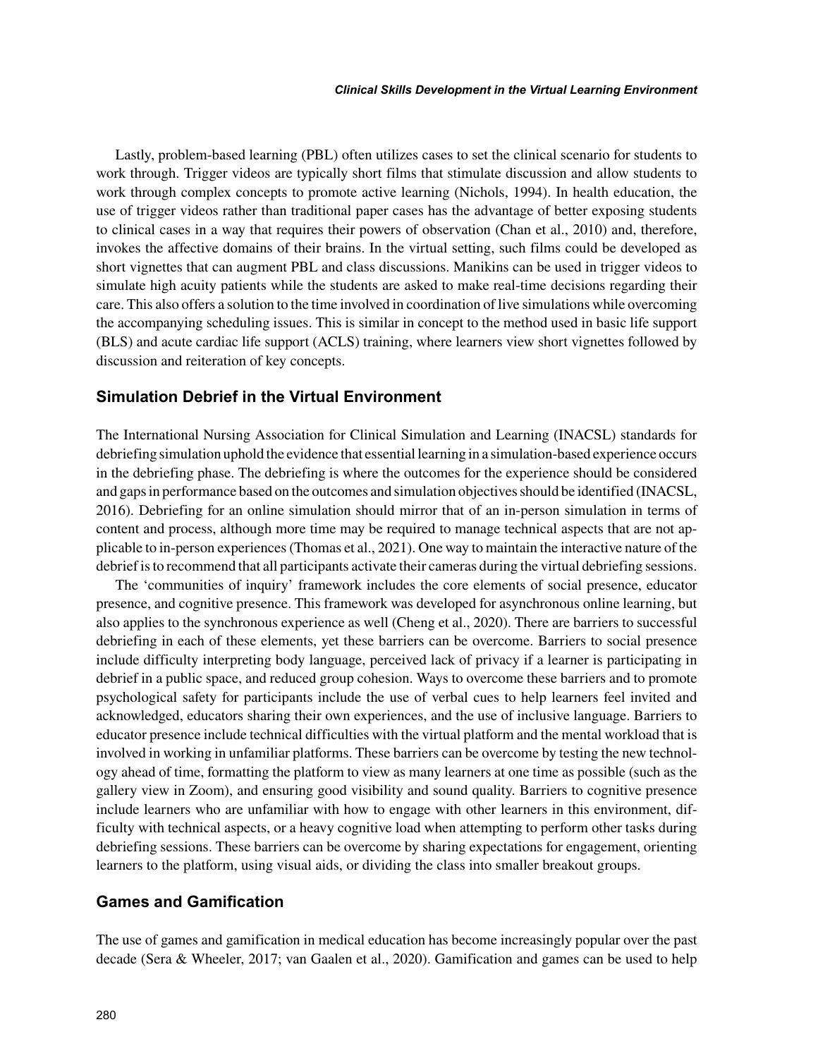Lastly, problem-based learning (PBL) often utilizes cases to set the clinical scenario for students to work through. Trigger videos are typically short films that stimulate discussion and allow students to work through complex concepts to promote active learning (Nichols, 1994). In health education, the use of trigger videos rather than traditional paper cases has the advantage of better exposing students to clinical cases in a way that requires their powers of observation (Chan et al., 2010) and, therefore, invokes the affective domains of their brains. In the virtual setting, such films could be developed as short vignettes that can augment PBL and class discussions. Manikins can be used in trigger videos to simulate high acuity patients while the students are asked to make real-time decisions regarding their care. This also offers a solution to the time involved in coordination of live simulations while overcoming the accompanying scheduling issues. This is similar in concept to the method used in basic life support (BLS) and acute cardiac life support (ACLS) training, where learners view short vignettes followed by discussion and reiteration of key concepts.

### Simulation Debrief in the Virtual Environment

The International Nursing Association for Clinical Simulation and Learning (INACSL) standards for debriefing simulation uphold the evidence that essential learning in a simulation-based experience occurs in the debriefing phase. The debriefing is where the outcomes for the experience should be considered and gaps in performance based on the outcomes and simulation objectives should be identified (INACSL, 2016). Debriefing for an online simulation should mirror that of an in-person simulation in terms of content and process, although more time may be required to manage technical aspects that are not applicable to in-person experiences (Thomas et al., 2021). One way to maintain the interactive nature of the debrief is to recommend that all participants activate their cameras during the virtual debriefing sessions.

The 'communities of inquiry' framework includes the core elements of social presence, educator presence, and cognitive presence. This framework was developed for asynchronous online learning, but also applies to the synchronous experience as well (Cheng et al., 2020). There are barriers to successful debriefing in each of these elements, yet these barriers can be overcome. Barriers to social presence include difficulty interpreting body language, perceived lack of privacy if a learner is participating in debrief in a public space, and reduced group cohesion. Ways to overcome these barriers and to promote psychological safety for participants include the use of verbal cues to help learners feel invited and acknowledged, educators sharing their own experiences, and the use of inclusive language. Barriers to educator presence include technical difficulties with the virtual platform and the mental workload that is involved in working in unfamiliar platforms. These barriers can be overcome by testing the new technology ahead of time, formatting the platform to view as many learners at one time as possible (such as the gallery view in Zoom), and ensuring good visibility and sound quality. Barriers to cognitive presence include learners who are unfamiliar with how to engage with other learners in this environment, difficulty with technical aspects, or a heavy cognitive load when attempting to perform other tasks during debriefing sessions. These barriers can be overcome by sharing expectations for engagement, orienting learners to the platform, using visual aids, or dividing the class into smaller breakout groups.

### Games and Gamification

The use of games and gamification in medical education has become increasingly popular over the past decade (Sera & Wheeler, 2017; van Gaalen et al., 2020). Gamification and games can be used to help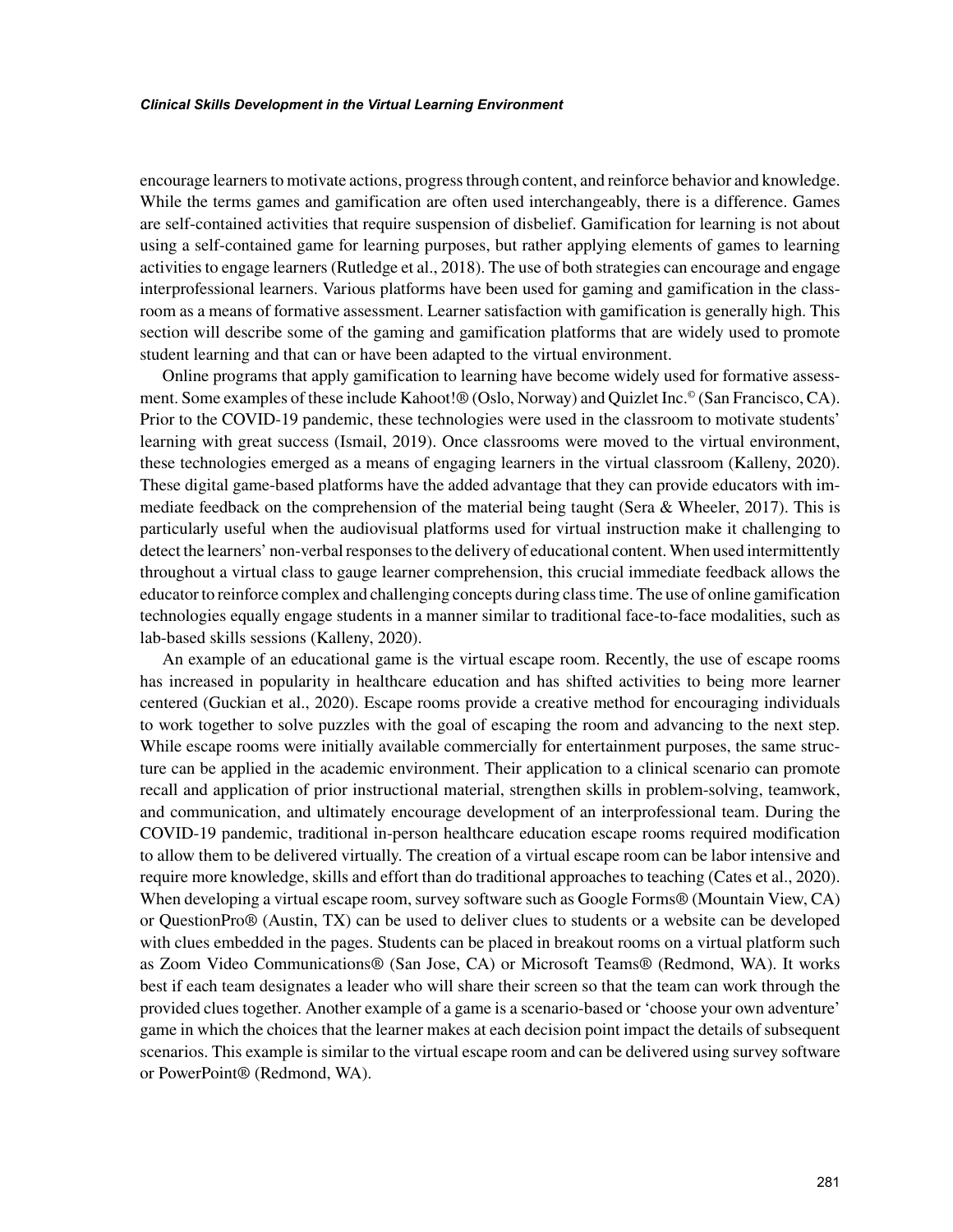encourage learners to motivate actions, progress through content, and reinforce behavior and knowledge. While the terms games and gamification are often used interchangeably, there is a difference. Games are self-contained activities that require suspension of disbelief. Gamification for learning is not about using a self-contained game for learning purposes, but rather applying elements of games to learning activities to engage learners (Rutledge et al., 2018). The use of both strategies can encourage and engage interprofessional learners. Various platforms have been used for gaming and gamification in the classroom as a means of formative assessment. Learner satisfaction with gamification is generally high. This section will describe some of the gaming and gamification platforms that are widely used to promote student learning and that can or have been adapted to the virtual environment.

Online programs that apply gamification to learning have become widely used for formative assessment. Some examples of these include Kahoot!® (Oslo, Norway) and Quizlet Inc.© (San Francisco, CA). Prior to the COVID-19 pandemic, these technologies were used in the classroom to motivate students' learning with great success (Ismail, 2019). Once classrooms were moved to the virtual environment, these technologies emerged as a means of engaging learners in the virtual classroom (Kalleny, 2020). These digital game-based platforms have the added advantage that they can provide educators with immediate feedback on the comprehension of the material being taught (Sera & Wheeler, 2017). This is particularly useful when the audiovisual platforms used for virtual instruction make it challenging to detect the learners' non-verbal responses to the delivery of educational content. When used intermittently throughout a virtual class to gauge learner comprehension, this crucial immediate feedback allows the educator to reinforce complex and challenging concepts during class time. The use of online gamification technologies equally engage students in a manner similar to traditional face-to-face modalities, such as lab-based skills sessions (Kalleny, 2020).

An example of an educational game is the virtual escape room. Recently, the use of escape rooms has increased in popularity in healthcare education and has shifted activities to being more learner centered (Guckian et al., 2020). Escape rooms provide a creative method for encouraging individuals to work together to solve puzzles with the goal of escaping the room and advancing to the next step. While escape rooms were initially available commercially for entertainment purposes, the same structure can be applied in the academic environment. Their application to a clinical scenario can promote recall and application of prior instructional material, strengthen skills in problem-solving, teamwork, and communication, and ultimately encourage development of an interprofessional team. During the COVID-19 pandemic, traditional in-person healthcare education escape rooms required modification to allow them to be delivered virtually. The creation of a virtual escape room can be labor intensive and require more knowledge, skills and effort than do traditional approaches to teaching (Cates et al., 2020). When developing a virtual escape room, survey software such as Google Forms® (Mountain View, CA) or QuestionPro® (Austin, TX) can be used to deliver clues to students or a website can be developed with clues embedded in the pages. Students can be placed in breakout rooms on a virtual platform such as Zoom Video Communications® (San Jose, CA) or Microsoft Teams® (Redmond, WA). It works best if each team designates a leader who will share their screen so that the team can work through the provided clues together. Another example of a game is a scenario-based or 'choose your own adventure' game in which the choices that the learner makes at each decision point impact the details of subsequent scenarios. This example is similar to the virtual escape room and can be delivered using survey software or PowerPoint® (Redmond, WA).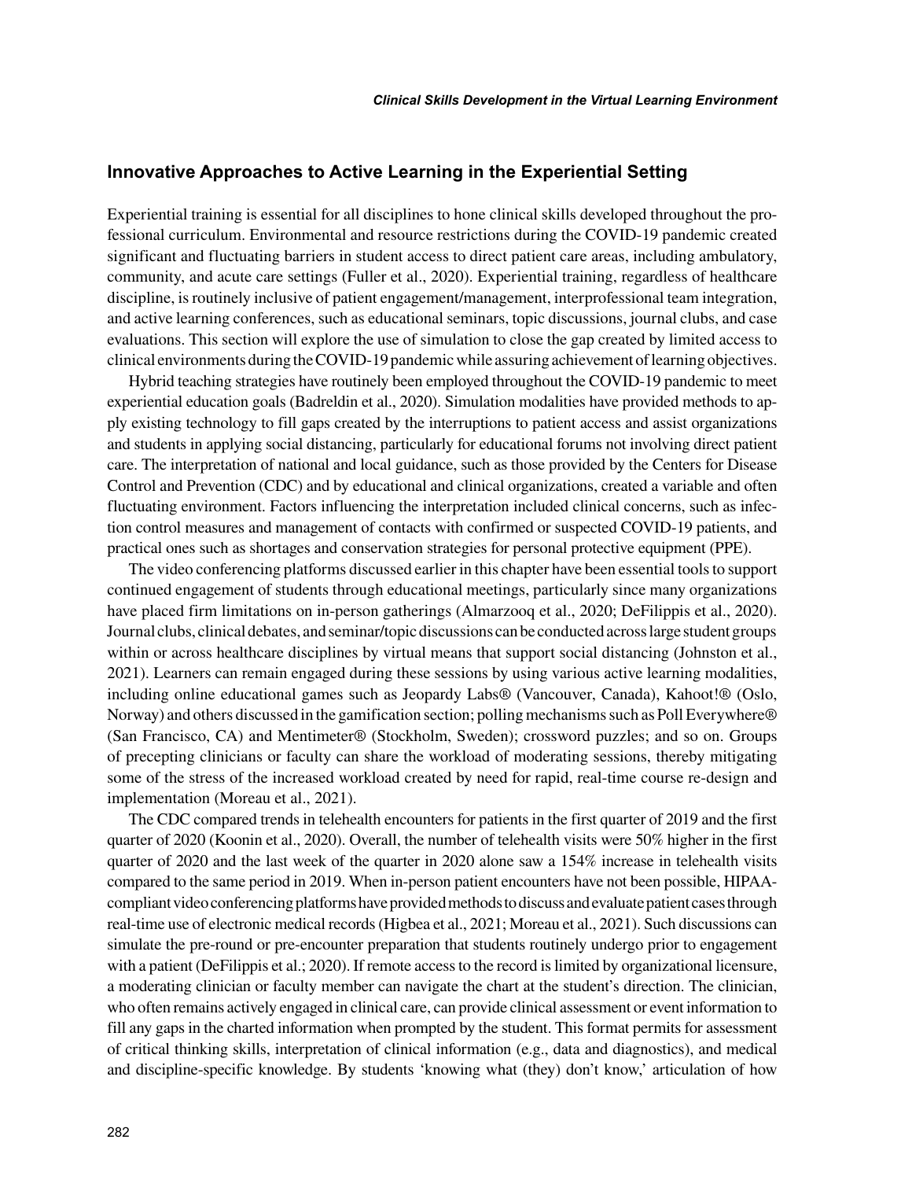## Innovative Approaches to Active Learning in the Experiential Setting

Experiential training is essential for all disciplines to hone clinical skills developed throughout the professional curriculum. Environmental and resource restrictions during the COVID-19 pandemic created significant and fluctuating barriers in student access to direct patient care areas, including ambulatory, community, and acute care settings (Fuller et al., 2020). Experiential training, regardless of healthcare discipline, is routinely inclusive of patient engagement/management, interprofessional team integration, and active learning conferences, such as educational seminars, topic discussions, journal clubs, and case evaluations. This section will explore the use of simulation to close the gap created by limited access to clinical environments during the COVID-19 pandemic while assuring achievement of learning objectives.

Hybrid teaching strategies have routinely been employed throughout the COVID-19 pandemic to meet experiential education goals (Badreldin et al., 2020). Simulation modalities have provided methods to apply existing technology to fill gaps created by the interruptions to patient access and assist organizations and students in applying social distancing, particularly for educational forums not involving direct patient care. The interpretation of national and local guidance, such as those provided by the Centers for Disease Control and Prevention (CDC) and by educational and clinical organizations, created a variable and often fluctuating environment. Factors influencing the interpretation included clinical concerns, such as infection control measures and management of contacts with confirmed or suspected COVID-19 patients, and practical ones such as shortages and conservation strategies for personal protective equipment (PPE).

The video conferencing platforms discussed earlier in this chapter have been essential tools to support continued engagement of students through educational meetings, particularly since many organizations have placed firm limitations on in-person gatherings (Almarzooq et al., 2020; DeFilippis et al., 2020). Journal clubs, clinical debates, and seminar/topic discussions can be conducted across large student groups within or across healthcare disciplines by virtual means that support social distancing (Johnston et al., 2021). Learners can remain engaged during these sessions by using various active learning modalities, including online educational games such as Jeopardy Labs® (Vancouver, Canada), Kahoot!® (Oslo, Norway) and others discussed in the gamification section; polling mechanisms such as Poll Everywhere® (San Francisco, CA) and Mentimeter® (Stockholm, Sweden); crossword puzzles; and so on. Groups of precepting clinicians or faculty can share the workload of moderating sessions, thereby mitigating some of the stress of the increased workload created by need for rapid, real-time course re-design and implementation (Moreau et al., 2021).

The CDC compared trends in telehealth encounters for patients in the first quarter of 2019 and the first quarter of 2020 (Koonin et al., 2020). Overall, the number of telehealth visits were 50% higher in the first quarter of 2020 and the last week of the quarter in 2020 alone saw a 154% increase in telehealth visits compared to the same period in 2019. When in-person patient encounters have not been possible, HIPAA-compliant video conferencing platforms have provided methods to discuss and evaluate patient cases through real-time use of electronic medical records (Higbea et al., 2021; Moreau et al., 2021). Such discussions can simulate the pre-round or pre-encounter preparation that students routinely undergo prior to engagement with a patient (DeFilippis et al.; 2020). If remote access to the record is limited by organizational licensure, a moderating clinician or faculty member can navigate the chart at the student's direction. The clinician, who often remains actively engaged in clinical care, can provide clinical assessment or event information to fill any gaps in the charted information when prompted by the student. This format permits for assessment of critical thinking skills, interpretation of clinical information (e.g., data and diagnostics), and medical and discipline-specific knowledge. By students 'knowing what (they) don't know,' articulation of how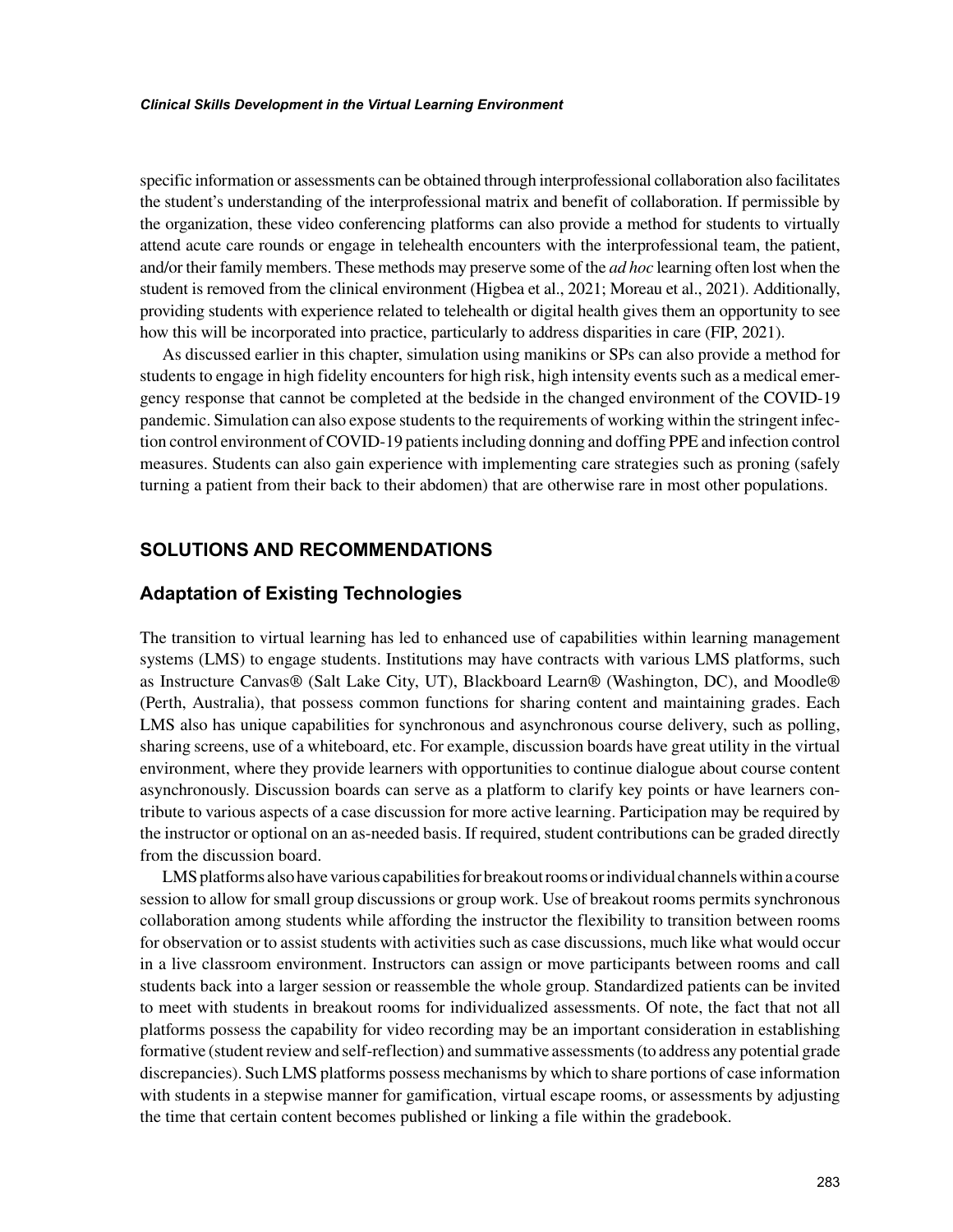specific information or assessments can be obtained through interprofessional collaboration also facilitates the student's understanding of the interprofessional matrix and benefit of collaboration. If permissible by the organization, these video conferencing platforms can also provide a method for students to virtually attend acute care rounds or engage in telehealth encounters with the interprofessional team, the patient, and/or their family members. These methods may preserve some of the *ad hoc* learning often lost when the student is removed from the clinical environment (Higbea et al., 2021; Moreau et al., 2021). Additionally, providing students with experience related to telehealth or digital health gives them an opportunity to see how this will be incorporated into practice, particularly to address disparities in care (FIP, 2021).

As discussed earlier in this chapter, simulation using manikins or SPs can also provide a method for students to engage in high fidelity encounters for high risk, high intensity events such as a medical emergency response that cannot be completed at the bedside in the changed environment of the COVID-19 pandemic. Simulation can also expose students to the requirements of working within the stringent infection control environment of COVID-19 patients including donning and doffing PPE and infection control measures. Students can also gain experience with implementing care strategies such as proning (safely turning a patient from their back to their abdomen) that are otherwise rare in most other populations.

## SOLUTIONS AND RECOMMENDATIONS

### Adaptation of Existing Technologies

The transition to virtual learning has led to enhanced use of capabilities within learning management systems (LMS) to engage students. Institutions may have contracts with various LMS platforms, such as Instructure Canvas® (Salt Lake City, UT), Blackboard Learn® (Washington, DC), and Moodle® (Perth, Australia), that possess common functions for sharing content and maintaining grades. Each LMS also has unique capabilities for synchronous and asynchronous course delivery, such as polling, sharing screens, use of a whiteboard, etc. For example, discussion boards have great utility in the virtual environment, where they provide learners with opportunities to continue dialogue about course content asynchronously. Discussion boards can serve as a platform to clarify key points or have learners contribute to various aspects of a case discussion for more active learning. Participation may be required by the instructor or optional on an as-needed basis. If required, student contributions can be graded directly from the discussion board.

LMS platforms also have various capabilities for breakout rooms or individual channels within a course session to allow for small group discussions or group work. Use of breakout rooms permits synchronous collaboration among students while affording the instructor the flexibility to transition between rooms for observation or to assist students with activities such as case discussions, much like what would occur in a live classroom environment. Instructors can assign or move participants between rooms and call students back into a larger session or reassemble the whole group. Standardized patients can be invited to meet with students in breakout rooms for individualized assessments. Of note, the fact that not all platforms possess the capability for video recording may be an important consideration in establishing formative (student review and self-reflection) and summative assessments (to address any potential grade discrepancies). Such LMS platforms possess mechanisms by which to share portions of case information with students in a stepwise manner for gamification, virtual escape rooms, or assessments by adjusting the time that certain content becomes published or linking a file within the gradebook.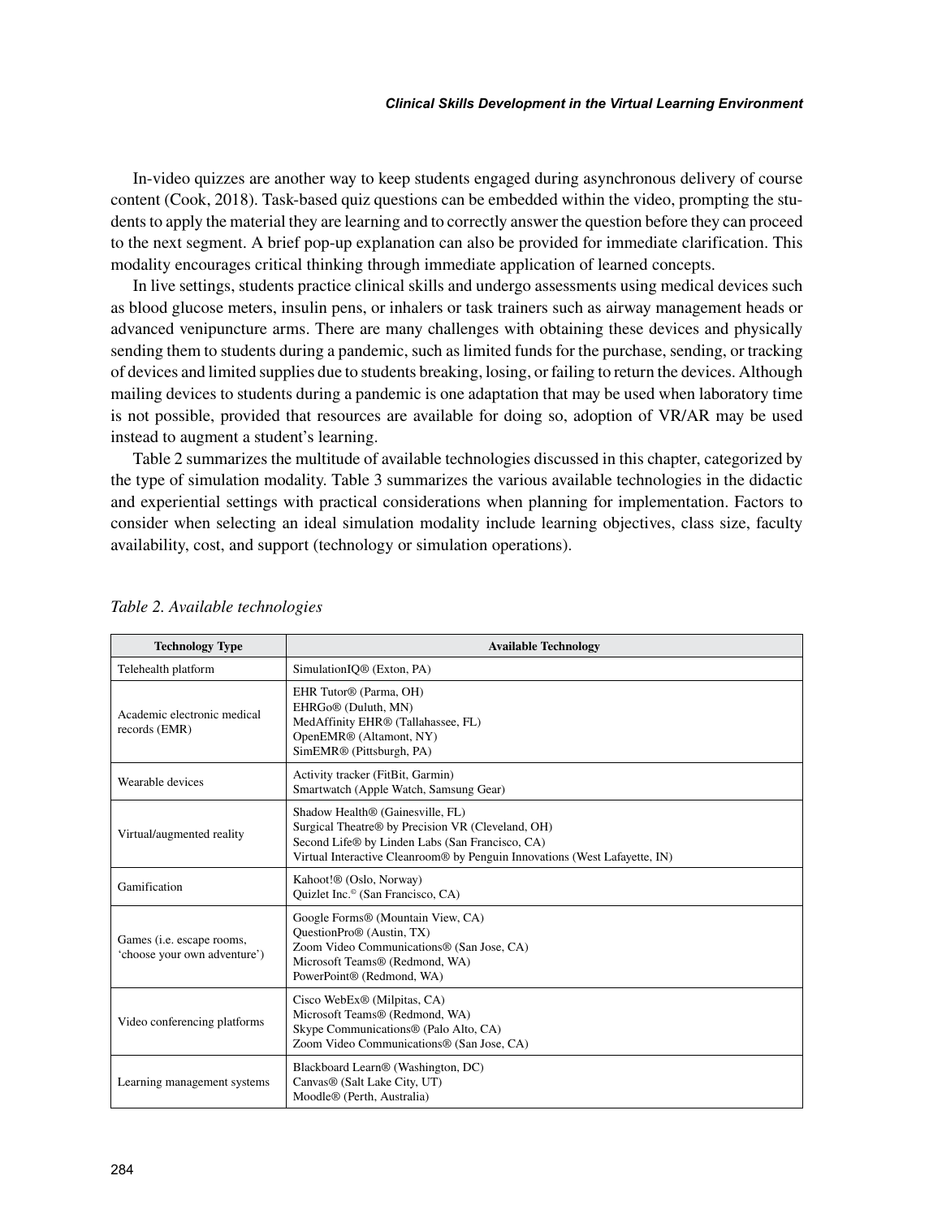In-video quizzes are another way to keep students engaged during asynchronous delivery of course content (Cook, 2018). Task-based quiz questions can be embedded within the video, prompting the students to apply the material they are learning and to correctly answer the question before they can proceed to the next segment. A brief pop-up explanation can also be provided for immediate clarification. This modality encourages critical thinking through immediate application of learned concepts.

In live settings, students practice clinical skills and undergo assessments using medical devices such as blood glucose meters, insulin pens, or inhalers or task trainers such as airway management heads or advanced venipuncture arms. There are many challenges with obtaining these devices and physically sending them to students during a pandemic, such as limited funds for the purchase, sending, or tracking of devices and limited supplies due to students breaking, losing, or failing to return the devices. Although mailing devices to students during a pandemic is one adaptation that may be used when laboratory time is not possible, provided that resources are available for doing so, adoption of VR/AR may be used instead to augment a student's learning.

Table 2 summarizes the multitude of available technologies discussed in this chapter, categorized by the type of simulation modality. Table 3 summarizes the various available technologies in the didactic and experiential settings with practical considerations when planning for implementation. Factors to consider when selecting an ideal simulation modality include learning objectives, class size, faculty availability, cost, and support (technology or simulation operations).

*Table 2. Available technologies*

| Technology Type | Available Technology |
|---|---|
| Telehealth platform | SimulationIQ® (Exton, PA) |
| Academic electronic medical records (EMR) | EHR Tutor® (Parma, OH)<br>EHRGo® (Duluth, MN)<br>MedAffinity EHR® (Tallahassee, FL)<br>OpenEMR® (Altamont, NY)<br>SimEMR® (Pittsburgh, PA) |
| Wearable devices | Activity tracker (FitBit, Garmin)<br>Smartwatch (Apple Watch, Samsung Gear) |
| Virtual/augmented reality | Shadow Health® (Gainesville, FL)<br>Surgical Theatre® by Precision VR (Cleveland, OH)<br>Second Life® by Linden Labs (San Francisco, CA)<br>Virtual Interactive Cleanroom® by Penguin Innovations (West Lafayette, IN) |
| Gamification | Kahoot!® (Oslo, Norway)<br>Quizlet Inc.© (San Francisco, CA) |
| Games (i.e. escape rooms, 'choose your own adventure') | Google Forms® (Mountain View, CA)<br>QuestionPro® (Austin, TX)<br>Zoom Video Communications® (San Jose, CA)<br>Microsoft Teams® (Redmond, WA)<br>PowerPoint® (Redmond, WA) |
| Video conferencing platforms | Cisco WebEx® (Milpitas, CA)<br>Microsoft Teams® (Redmond, WA)<br>Skype Communications® (Palo Alto, CA)<br>Zoom Video Communications® (San Jose, CA) |
| Learning management systems | Blackboard Learn® (Washington, DC)<br>Canvas® (Salt Lake City, UT)<br>Moodle® (Perth, Australia) |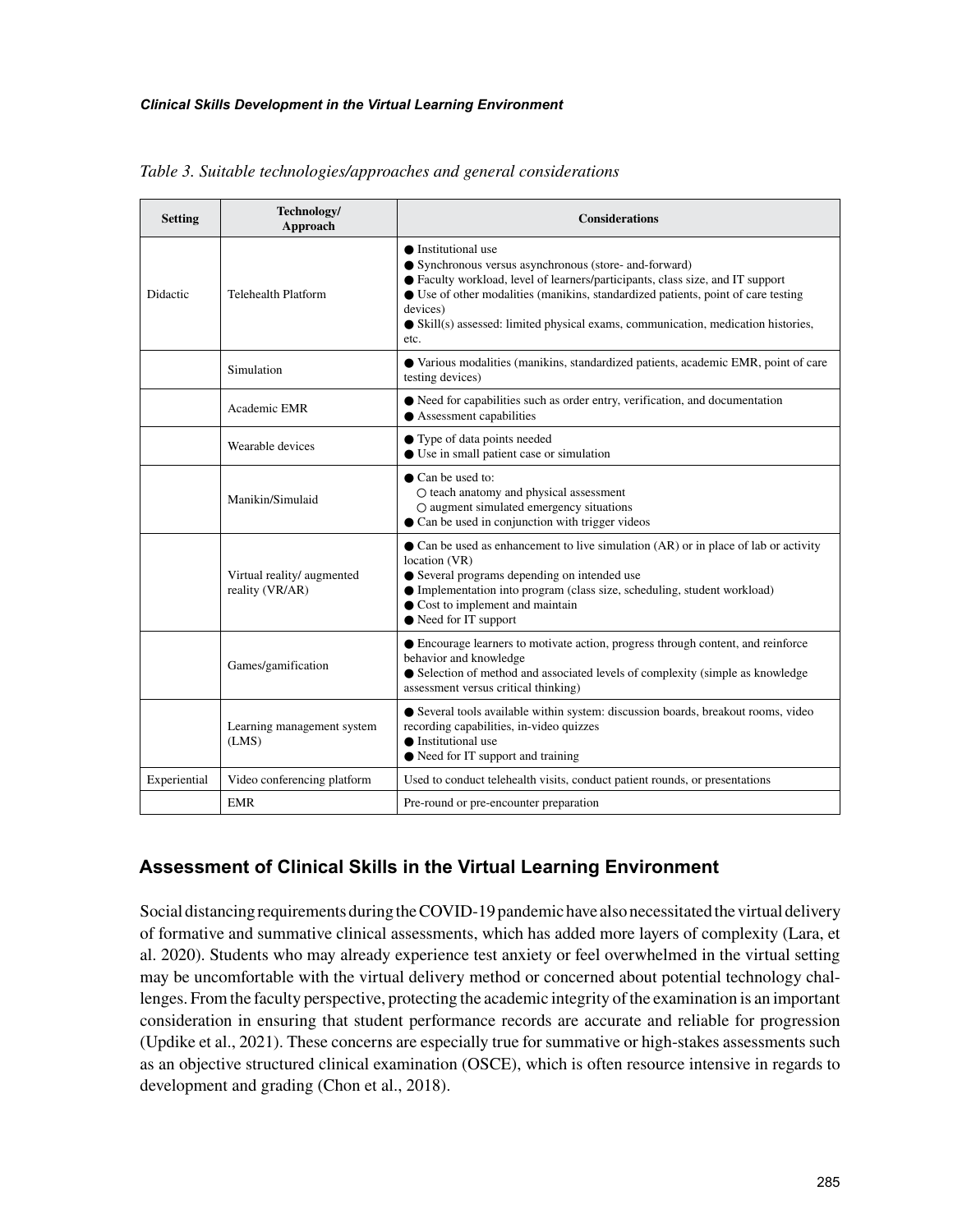*Table 3. Suitable technologies/approaches and general considerations*

| Setting | Technology/ Approach | Considerations |
|---|---|---|
| Didactic | Telehealth Platform | ● Institutional use<br>● Synchronous versus asynchronous (store- and-forward)<br>● Faculty workload, level of learners/participants, class size, and IT support<br>● Use of other modalities (manikins, standardized patients, point of care testing devices)<br>● Skill(s) assessed: limited physical exams, communication, medication histories, etc. |
| | Simulation | ● Various modalities (manikins, standardized patients, academic EMR, point of care testing devices) |
| | Academic EMR | ● Need for capabilities such as order entry, verification, and documentation<br>● Assessment capabilities |
| | Wearable devices | ● Type of data points needed<br>● Use in small patient case or simulation |
| | Manikin/Simulaid | ● Can be used to:<br>○ teach anatomy and physical assessment<br>○ augment simulated emergency situations<br>● Can be used in conjunction with trigger videos |
| | Virtual reality/ augmented reality (VR/AR) | ● Can be used as enhancement to live simulation (AR) or in place of lab or activity location (VR)<br>● Several programs depending on intended use<br>● Implementation into program (class size, scheduling, student workload)<br>● Cost to implement and maintain<br>● Need for IT support |
| | Games/gamification | ● Encourage learners to motivate action, progress through content, and reinforce behavior and knowledge<br>● Selection of method and associated levels of complexity (simple as knowledge assessment versus critical thinking) |
| | Learning management system (LMS) | ● Several tools available within system: discussion boards, breakout rooms, video recording capabilities, in-video quizzes<br>● Institutional use<br>● Need for IT support and training |
| Experiential | Video conferencing platform | Used to conduct telehealth visits, conduct patient rounds, or presentations |
| | EMR | Pre-round or pre-encounter preparation |

## Assessment of Clinical Skills in the Virtual Learning Environment

Social distancing requirements during the COVID-19 pandemic have also necessitated the virtual delivery of formative and summative clinical assessments, which has added more layers of complexity (Lara, et al. 2020). Students who may already experience test anxiety or feel overwhelmed in the virtual setting may be uncomfortable with the virtual delivery method or concerned about potential technology challenges. From the faculty perspective, protecting the academic integrity of the examination is an important consideration in ensuring that student performance records are accurate and reliable for progression (Updike et al., 2021). These concerns are especially true for summative or high-stakes assessments such as an objective structured clinical examination (OSCE), which is often resource intensive in regards to development and grading (Chon et al., 2018).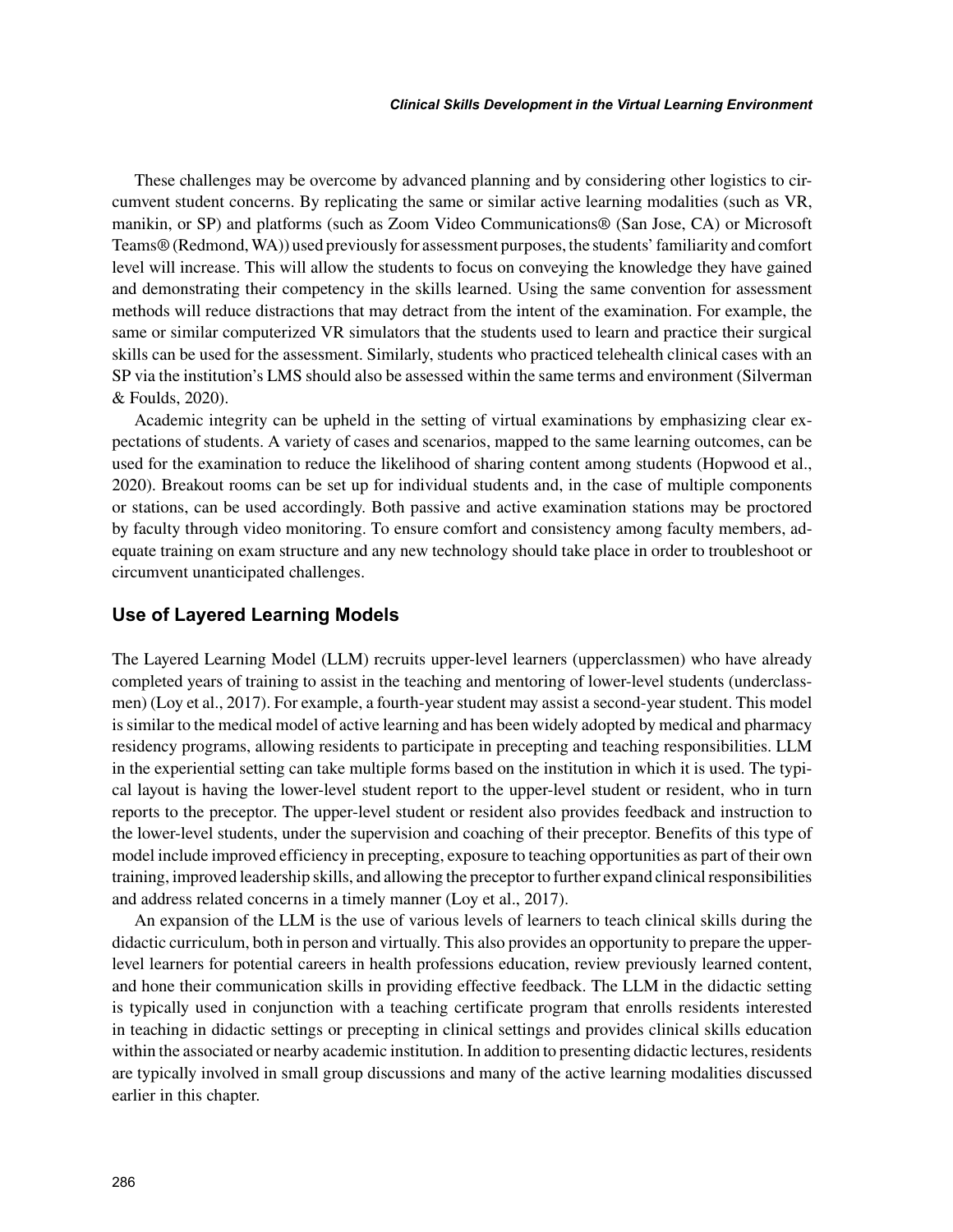These challenges may be overcome by advanced planning and by considering other logistics to circumvent student concerns. By replicating the same or similar active learning modalities (such as VR, manikin, or SP) and platforms (such as Zoom Video Communications® (San Jose, CA) or Microsoft Teams® (Redmond, WA)) used previously for assessment purposes, the students' familiarity and comfort level will increase. This will allow the students to focus on conveying the knowledge they have gained and demonstrating their competency in the skills learned. Using the same convention for assessment methods will reduce distractions that may detract from the intent of the examination. For example, the same or similar computerized VR simulators that the students used to learn and practice their surgical skills can be used for the assessment. Similarly, students who practiced telehealth clinical cases with an SP via the institution's LMS should also be assessed within the same terms and environment (Silverman & Foulds, 2020).

Academic integrity can be upheld in the setting of virtual examinations by emphasizing clear expectations of students. A variety of cases and scenarios, mapped to the same learning outcomes, can be used for the examination to reduce the likelihood of sharing content among students (Hopwood et al., 2020). Breakout rooms can be set up for individual students and, in the case of multiple components or stations, can be used accordingly. Both passive and active examination stations may be proctored by faculty through video monitoring. To ensure comfort and consistency among faculty members, adequate training on exam structure and any new technology should take place in order to troubleshoot or circumvent unanticipated challenges.

## Use of Layered Learning Models

The Layered Learning Model (LLM) recruits upper-level learners (upperclassmen) who have already completed years of training to assist in the teaching and mentoring of lower-level students (underclassmen) (Loy et al., 2017). For example, a fourth-year student may assist a second-year student. This model is similar to the medical model of active learning and has been widely adopted by medical and pharmacy residency programs, allowing residents to participate in precepting and teaching responsibilities. LLM in the experiential setting can take multiple forms based on the institution in which it is used. The typical layout is having the lower-level student report to the upper-level student or resident, who in turn reports to the preceptor. The upper-level student or resident also provides feedback and instruction to the lower-level students, under the supervision and coaching of their preceptor. Benefits of this type of model include improved efficiency in precepting, exposure to teaching opportunities as part of their own training, improved leadership skills, and allowing the preceptor to further expand clinical responsibilities and address related concerns in a timely manner (Loy et al., 2017).

An expansion of the LLM is the use of various levels of learners to teach clinical skills during the didactic curriculum, both in person and virtually. This also provides an opportunity to prepare the upper-level learners for potential careers in health professions education, review previously learned content, and hone their communication skills in providing effective feedback. The LLM in the didactic setting is typically used in conjunction with a teaching certificate program that enrolls residents interested in teaching in didactic settings or precepting in clinical settings and provides clinical skills education within the associated or nearby academic institution. In addition to presenting didactic lectures, residents are typically involved in small group discussions and many of the active learning modalities discussed earlier in this chapter.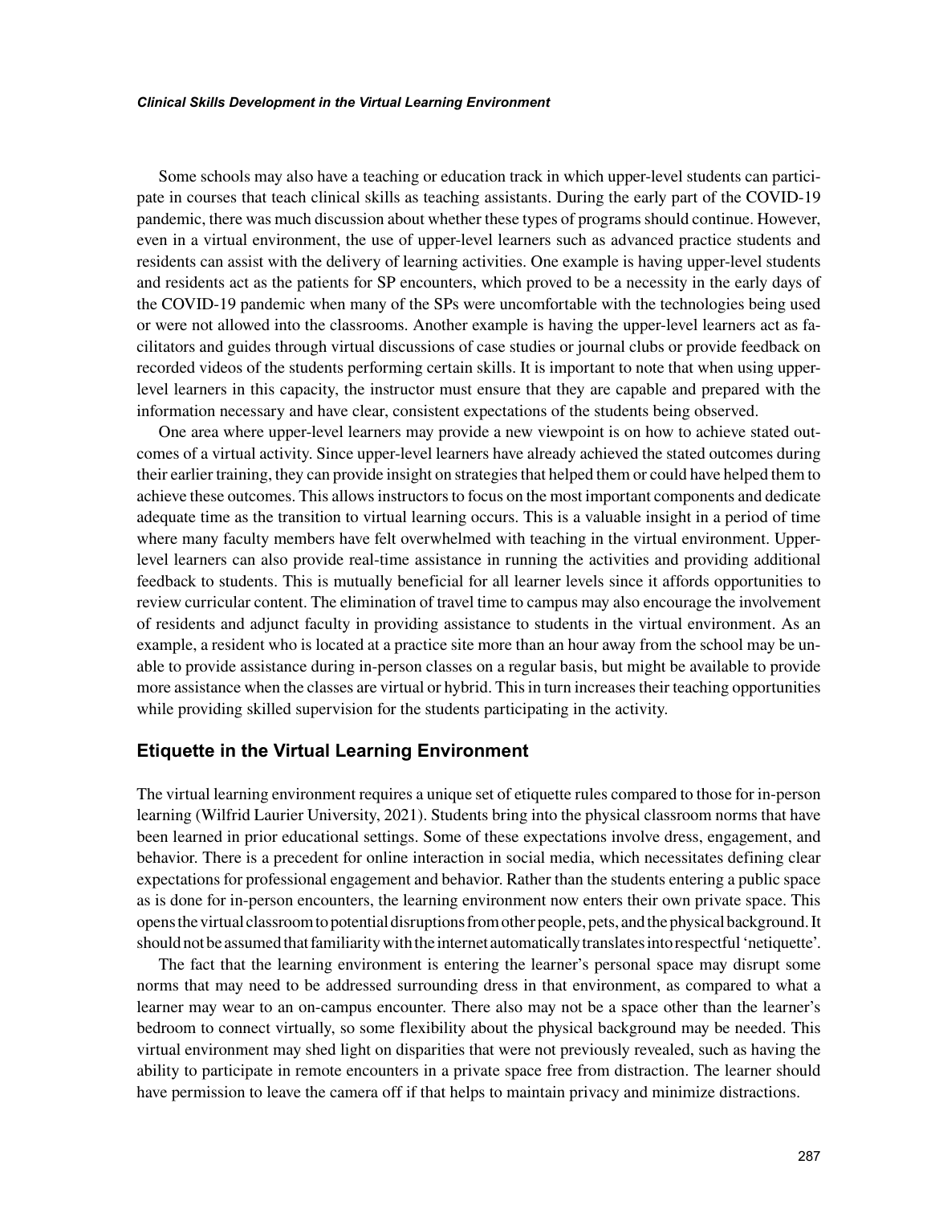Some schools may also have a teaching or education track in which upper-level students can participate in courses that teach clinical skills as teaching assistants. During the early part of the COVID-19 pandemic, there was much discussion about whether these types of programs should continue. However, even in a virtual environment, the use of upper-level learners such as advanced practice students and residents can assist with the delivery of learning activities. One example is having upper-level students and residents act as the patients for SP encounters, which proved to be a necessity in the early days of the COVID-19 pandemic when many of the SPs were uncomfortable with the technologies being used or were not allowed into the classrooms. Another example is having the upper-level learners act as facilitators and guides through virtual discussions of case studies or journal clubs or provide feedback on recorded videos of the students performing certain skills. It is important to note that when using upper-level learners in this capacity, the instructor must ensure that they are capable and prepared with the information necessary and have clear, consistent expectations of the students being observed.

One area where upper-level learners may provide a new viewpoint is on how to achieve stated outcomes of a virtual activity. Since upper-level learners have already achieved the stated outcomes during their earlier training, they can provide insight on strategies that helped them or could have helped them to achieve these outcomes. This allows instructors to focus on the most important components and dedicate adequate time as the transition to virtual learning occurs. This is a valuable insight in a period of time where many faculty members have felt overwhelmed with teaching in the virtual environment. Upper-level learners can also provide real-time assistance in running the activities and providing additional feedback to students. This is mutually beneficial for all learner levels since it affords opportunities to review curricular content. The elimination of travel time to campus may also encourage the involvement of residents and adjunct faculty in providing assistance to students in the virtual environment. As an example, a resident who is located at a practice site more than an hour away from the school may be unable to provide assistance during in-person classes on a regular basis, but might be available to provide more assistance when the classes are virtual or hybrid. This in turn increases their teaching opportunities while providing skilled supervision for the students participating in the activity.

## Etiquette in the Virtual Learning Environment

The virtual learning environment requires a unique set of etiquette rules compared to those for in-person learning (Wilfrid Laurier University, 2021). Students bring into the physical classroom norms that have been learned in prior educational settings. Some of these expectations involve dress, engagement, and behavior. There is a precedent for online interaction in social media, which necessitates defining clear expectations for professional engagement and behavior. Rather than the students entering a public space as is done for in-person encounters, the learning environment now enters their own private space. This opens the virtual classroom to potential disruptions from other people, pets, and the physical background. It should not be assumed that familiarity with the internet automatically translates into respectful 'netiquette'.

The fact that the learning environment is entering the learner's personal space may disrupt some norms that may need to be addressed surrounding dress in that environment, as compared to what a learner may wear to an on-campus encounter. There also may not be a space other than the learner's bedroom to connect virtually, so some flexibility about the physical background may be needed. This virtual environment may shed light on disparities that were not previously revealed, such as having the ability to participate in remote encounters in a private space free from distraction. The learner should have permission to leave the camera off if that helps to maintain privacy and minimize distractions.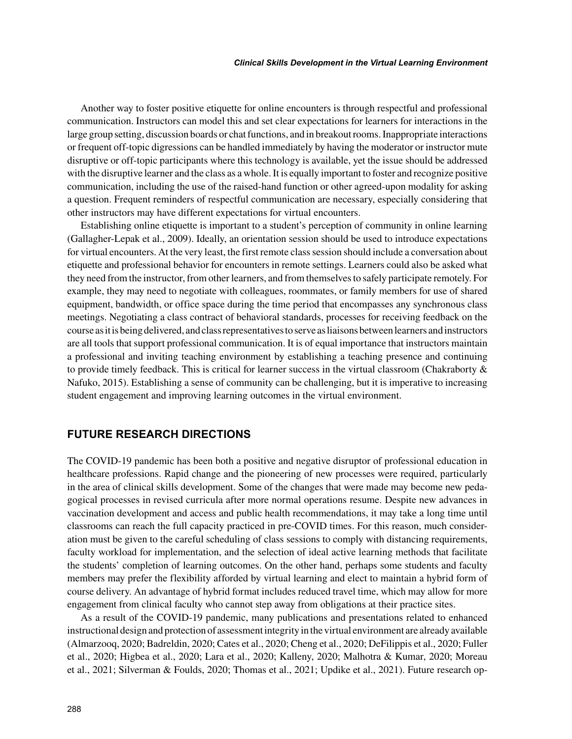Another way to foster positive etiquette for online encounters is through respectful and professional communication. Instructors can model this and set clear expectations for learners for interactions in the large group setting, discussion boards or chat functions, and in breakout rooms. Inappropriate interactions or frequent off-topic digressions can be handled immediately by having the moderator or instructor mute disruptive or off-topic participants where this technology is available, yet the issue should be addressed with the disruptive learner and the class as a whole. It is equally important to foster and recognize positive communication, including the use of the raised-hand function or other agreed-upon modality for asking a question. Frequent reminders of respectful communication are necessary, especially considering that other instructors may have different expectations for virtual encounters.

Establishing online etiquette is important to a student's perception of community in online learning (Gallagher-Lepak et al., 2009). Ideally, an orientation session should be used to introduce expectations for virtual encounters. At the very least, the first remote class session should include a conversation about etiquette and professional behavior for encounters in remote settings. Learners could also be asked what they need from the instructor, from other learners, and from themselves to safely participate remotely. For example, they may need to negotiate with colleagues, roommates, or family members for use of shared equipment, bandwidth, or office space during the time period that encompasses any synchronous class meetings. Negotiating a class contract of behavioral standards, processes for receiving feedback on the course as it is being delivered, and class representatives to serve as liaisons between learners and instructors are all tools that support professional communication. It is of equal importance that instructors maintain a professional and inviting teaching environment by establishing a teaching presence and continuing to provide timely feedback. This is critical for learner success in the virtual classroom (Chakraborty & Nafuko, 2015). Establishing a sense of community can be challenging, but it is imperative to increasing student engagement and improving learning outcomes in the virtual environment.

## FUTURE RESEARCH DIRECTIONS

The COVID-19 pandemic has been both a positive and negative disruptor of professional education in healthcare professions. Rapid change and the pioneering of new processes were required, particularly in the area of clinical skills development. Some of the changes that were made may become new pedagogical processes in revised curricula after more normal operations resume. Despite new advances in vaccination development and access and public health recommendations, it may take a long time until classrooms can reach the full capacity practiced in pre-COVID times. For this reason, much consideration must be given to the careful scheduling of class sessions to comply with distancing requirements, faculty workload for implementation, and the selection of ideal active learning methods that facilitate the students' completion of learning outcomes. On the other hand, perhaps some students and faculty members may prefer the flexibility afforded by virtual learning and elect to maintain a hybrid form of course delivery. An advantage of hybrid format includes reduced travel time, which may allow for more engagement from clinical faculty who cannot step away from obligations at their practice sites.

As a result of the COVID-19 pandemic, many publications and presentations related to enhanced instructional design and protection of assessment integrity in the virtual environment are already available (Almarzooq, 2020; Badreldin, 2020; Cates et al., 2020; Cheng et al., 2020; DeFilippis et al., 2020; Fuller et al., 2020; Higbea et al., 2020; Lara et al., 2020; Kalleny, 2020; Malhotra & Kumar, 2020; Moreau et al., 2021; Silverman & Foulds, 2020; Thomas et al., 2021; Updike et al., 2021). Future research op-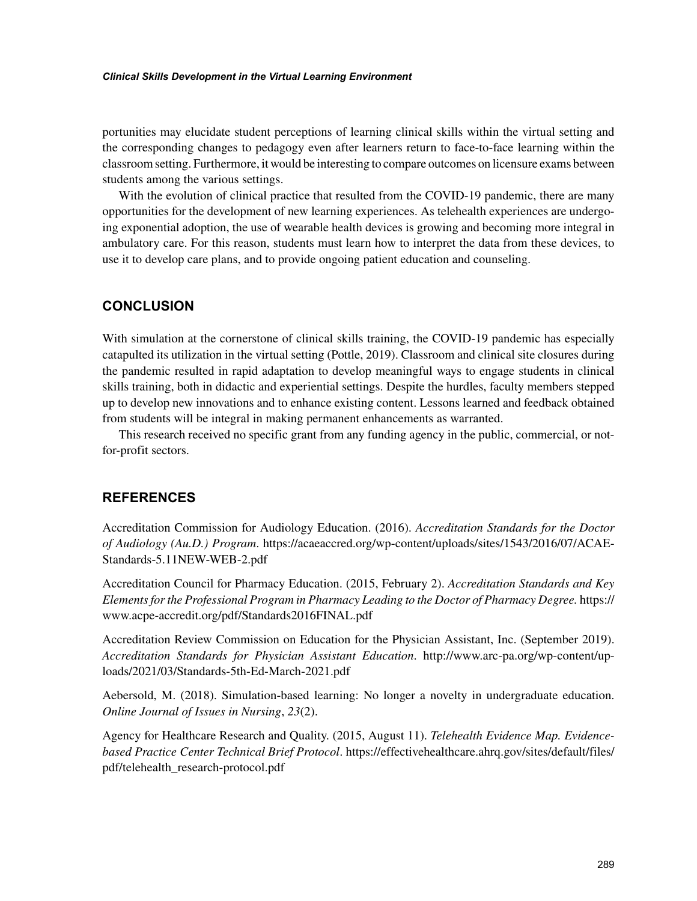portunities may elucidate student perceptions of learning clinical skills within the virtual setting and the corresponding changes to pedagogy even after learners return to face-to-face learning within the classroom setting. Furthermore, it would be interesting to compare outcomes on licensure exams between students among the various settings.

With the evolution of clinical practice that resulted from the COVID-19 pandemic, there are many opportunities for the development of new learning experiences. As telehealth experiences are undergoing exponential adoption, the use of wearable health devices is growing and becoming more integral in ambulatory care. For this reason, students must learn how to interpret the data from these devices, to use it to develop care plans, and to provide ongoing patient education and counseling.

## CONCLUSION

With simulation at the cornerstone of clinical skills training, the COVID-19 pandemic has especially catapulted its utilization in the virtual setting (Pottle, 2019). Classroom and clinical site closures during the pandemic resulted in rapid adaptation to develop meaningful ways to engage students in clinical skills training, both in didactic and experiential settings. Despite the hurdles, faculty members stepped up to develop new innovations and to enhance existing content. Lessons learned and feedback obtained from students will be integral in making permanent enhancements as warranted.

This research received no specific grant from any funding agency in the public, commercial, or not-for-profit sectors.

## REFERENCES

Accreditation Commission for Audiology Education. (2016). *Accreditation Standards for the Doctor of Audiology (Au.D.) Program*. https://acaeaccred.org/wp-content/uploads/sites/1543/2016/07/ACAE-Standards-5.11NEW-WEB-2.pdf

Accreditation Council for Pharmacy Education. (2015, February 2). *Accreditation Standards and Key Elements for the Professional Program in Pharmacy Leading to the Doctor of Pharmacy Degree*. https://www.acpe-accredit.org/pdf/Standards2016FINAL.pdf

Accreditation Review Commission on Education for the Physician Assistant, Inc. (September 2019). *Accreditation Standards for Physician Assistant Education*. http://www.arc-pa.org/wp-content/uploads/2021/03/Standards-5th-Ed-March-2021.pdf

Aebersold, M. (2018). Simulation-based learning: No longer a novelty in undergraduate education. *Online Journal of Issues in Nursing*, *23*(2).

Agency for Healthcare Research and Quality. (2015, August 11). *Telehealth Evidence Map. Evidence-based Practice Center Technical Brief Protocol*. https://effectivehealthcare.ahrq.gov/sites/default/files/pdf/telehealth_research-protocol.pdf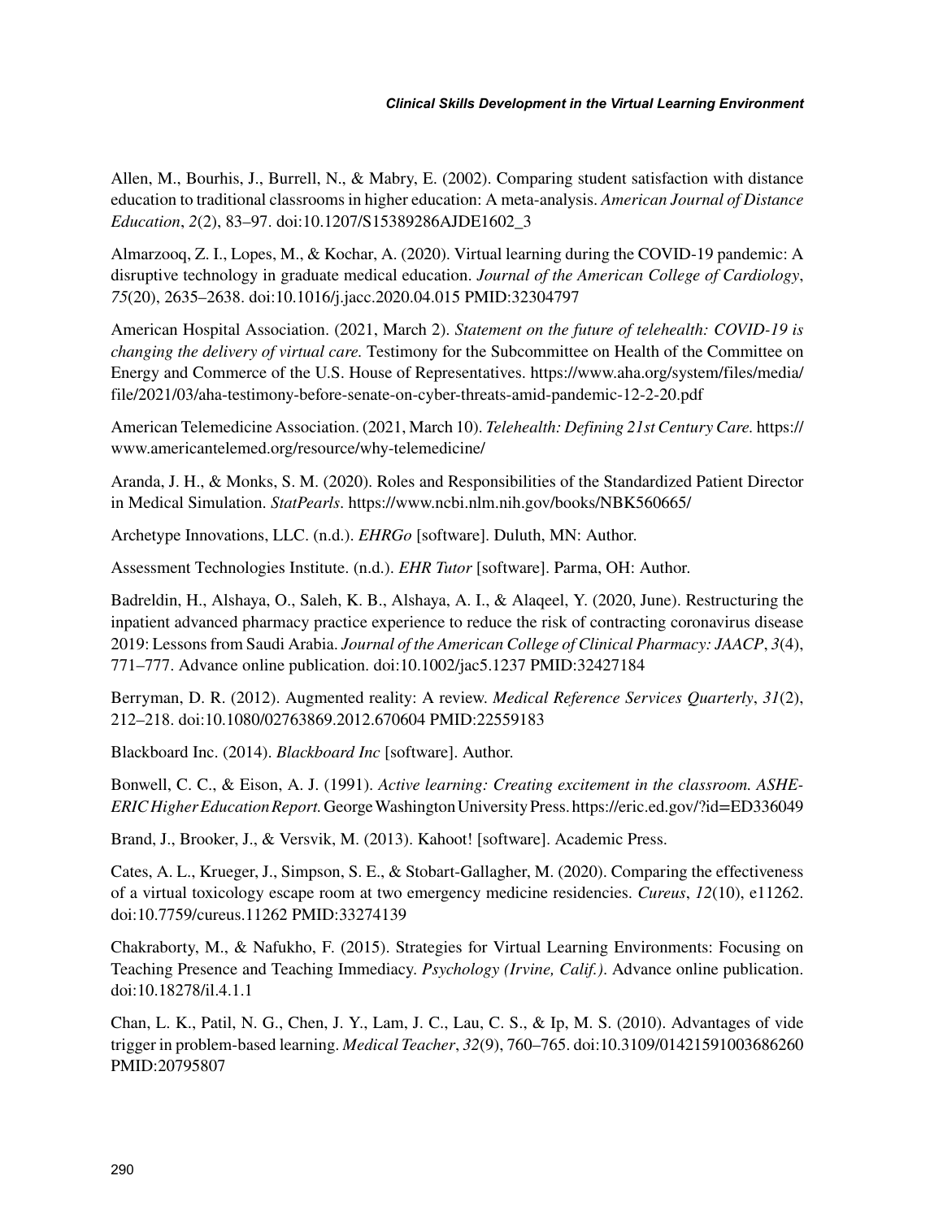Allen, M., Bourhis, J., Burrell, N., & Mabry, E. (2002). Comparing student satisfaction with distance education to traditional classrooms in higher education: A meta-analysis. *American Journal of Distance Education*, *2*(2), 83–97. doi:10.1207/S15389286AJDE1602_3

Almarzooq, Z. I., Lopes, M., & Kochar, A. (2020). Virtual learning during the COVID-19 pandemic: A disruptive technology in graduate medical education. *Journal of the American College of Cardiology*, *75*(20), 2635–2638. doi:10.1016/j.jacc.2020.04.015 PMID:32304797

American Hospital Association. (2021, March 2). *Statement on the future of telehealth: COVID-19 is changing the delivery of virtual care.* Testimony for the Subcommittee on Health of the Committee on Energy and Commerce of the U.S. House of Representatives. https://www.aha.org/system/files/media/file/2021/03/aha-testimony-before-senate-on-cyber-threats-amid-pandemic-12-2-20.pdf

American Telemedicine Association. (2021, March 10). *Telehealth: Defining 21st Century Care.* https://www.americantelemed.org/resource/why-telemedicine/

Aranda, J. H., & Monks, S. M. (2020). Roles and Responsibilities of the Standardized Patient Director in Medical Simulation. *StatPearls*. https://www.ncbi.nlm.nih.gov/books/NBK560665/

Archetype Innovations, LLC. (n.d.). *EHRGo* [software]. Duluth, MN: Author.

Assessment Technologies Institute. (n.d.). *EHR Tutor* [software]. Parma, OH: Author.

Badreldin, H., Alshaya, O., Saleh, K. B., Alshaya, A. I., & Alaqeel, Y. (2020, June). Restructuring the inpatient advanced pharmacy practice experience to reduce the risk of contracting coronavirus disease 2019: Lessons from Saudi Arabia. *Journal of the American College of Clinical Pharmacy: JAACP*, *3*(4), 771–777. Advance online publication. doi:10.1002/jac5.1237 PMID:32427184

Berryman, D. R. (2012). Augmented reality: A review. *Medical Reference Services Quarterly*, *31*(2), 212–218. doi:10.1080/02763869.2012.670604 PMID:22559183

Blackboard Inc. (2014). *Blackboard Inc* [software]. Author.

Bonwell, C. C., & Eison, A. J. (1991). *Active learning: Creating excitement in the classroom. ASHE-ERIC Higher Education Report.* George Washington University Press. https://eric.ed.gov/?id=ED336049

Brand, J., Brooker, J., & Versvik, M. (2013). Kahoot! [software]. Academic Press.

Cates, A. L., Krueger, J., Simpson, S. E., & Stobart-Gallagher, M. (2020). Comparing the effectiveness of a virtual toxicology escape room at two emergency medicine residencies. *Cureus*, *12*(10), e11262. doi:10.7759/cureus.11262 PMID:33274139

Chakraborty, M., & Nafukho, F. (2015). Strategies for Virtual Learning Environments: Focusing on Teaching Presence and Teaching Immediacy. *Psychology (Irvine, Calif.)*. Advance online publication. doi:10.18278/il.4.1.1

Chan, L. K., Patil, N. G., Chen, J. Y., Lam, J. C., Lau, C. S., & Ip, M. S. (2010). Advantages of vide trigger in problem-based learning. *Medical Teacher*, *32*(9), 760–765. doi:10.3109/01421591003686260 PMID:20795807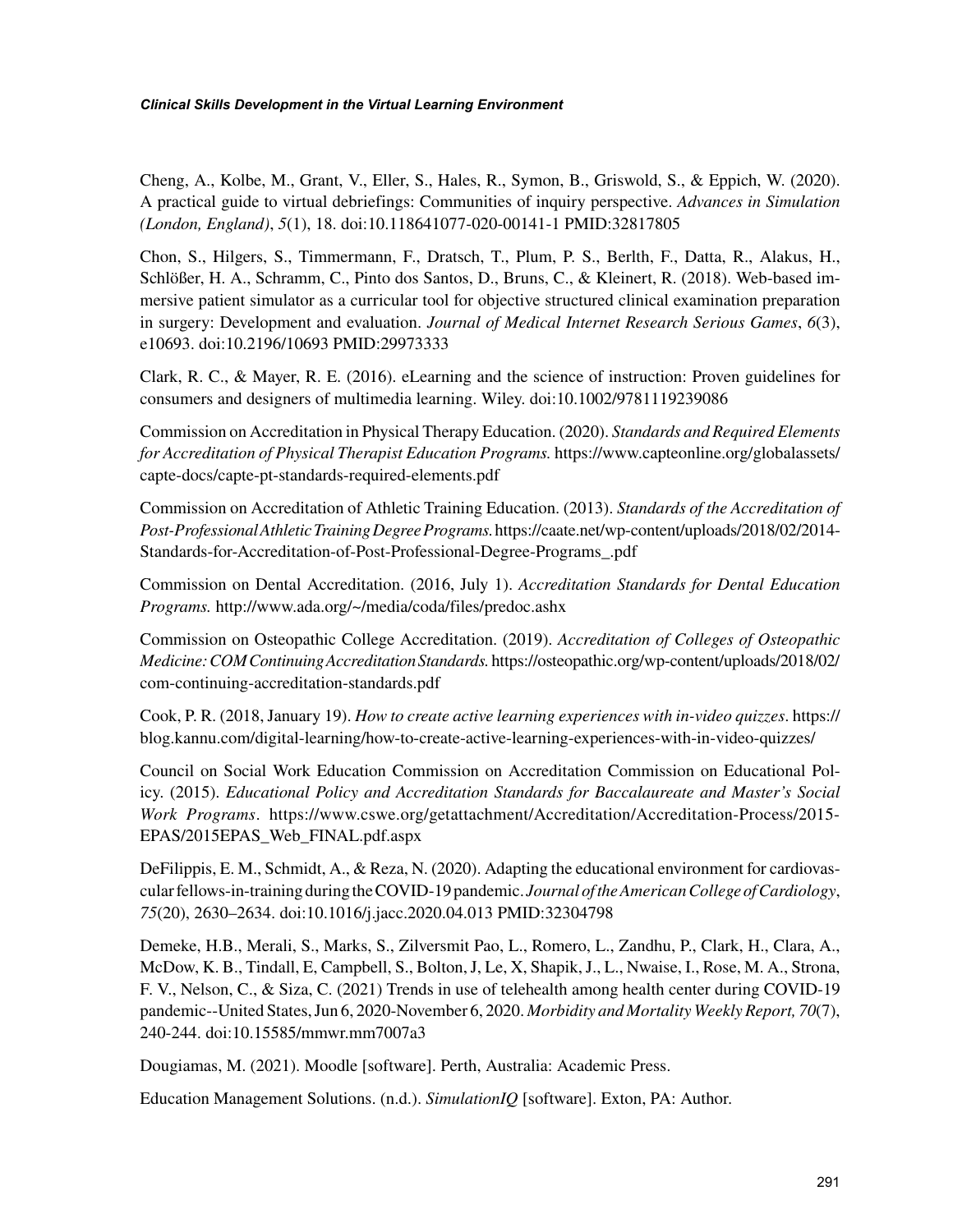Cheng, A., Kolbe, M., Grant, V., Eller, S., Hales, R., Symon, B., Griswold, S., & Eppich, W. (2020). A practical guide to virtual debriefings: Communities of inquiry perspective. *Advances in Simulation (London, England)*, *5*(1), 18. doi:10.118641077-020-00141-1 PMID:32817805

Chon, S., Hilgers, S., Timmermann, F., Dratsch, T., Plum, P. S., Berlth, F., Datta, R., Alakus, H., Schlößer, H. A., Schramm, C., Pinto dos Santos, D., Bruns, C., & Kleinert, R. (2018). Web-based immersive patient simulator as a curricular tool for objective structured clinical examination preparation in surgery: Development and evaluation. *Journal of Medical Internet Research Serious Games*, *6*(3), e10693. doi:10.2196/10693 PMID:29973333

Clark, R. C., & Mayer, R. E. (2016). eLearning and the science of instruction: Proven guidelines for consumers and designers of multimedia learning. Wiley. doi:10.1002/9781119239086

Commission on Accreditation in Physical Therapy Education. (2020). *Standards and Required Elements for Accreditation of Physical Therapist Education Programs.* https://www.capteonline.org/globalassets/capte-docs/capte-pt-standards-required-elements.pdf

Commission on Accreditation of Athletic Training Education. (2013). *Standards of the Accreditation of Post-Professional Athletic Training Degree Programs.* https://caate.net/wp-content/uploads/2018/02/2014-Standards-for-Accreditation-of-Post-Professional-Degree-Programs_.pdf

Commission on Dental Accreditation. (2016, July 1). *Accreditation Standards for Dental Education Programs.* http://www.ada.org/~/media/coda/files/predoc.ashx

Commission on Osteopathic College Accreditation. (2019). *Accreditation of Colleges of Osteopathic Medicine: COM Continuing Accreditation Standards.* https://osteopathic.org/wp-content/uploads/2018/02/com-continuing-accreditation-standards.pdf

Cook, P. R. (2018, January 19). *How to create active learning experiences with in-video quizzes*. https://blog.kannu.com/digital-learning/how-to-create-active-learning-experiences-with-in-video-quizzes/

Council on Social Work Education Commission on Accreditation Commission on Educational Policy. (2015). *Educational Policy and Accreditation Standards for Baccalaureate and Master's Social Work Programs*. https://www.cswe.org/getattachment/Accreditation/Accreditation-Process/2015-EPAS/2015EPAS_Web_FINAL.pdf.aspx

DeFilippis, E. M., Schmidt, A., & Reza, N. (2020). Adapting the educational environment for cardiovascular fellows-in-training during the COVID-19 pandemic. *Journal of the American College of Cardiology*, *75*(20), 2630–2634. doi:10.1016/j.jacc.2020.04.013 PMID:32304798

Demeke, H.B., Merali, S., Marks, S., Zilversmit Pao, L., Romero, L., Zandhu, P., Clark, H., Clara, A., McDow, K. B., Tindall, E, Campbell, S., Bolton, J, Le, X, Shapik, J., L., Nwaise, I., Rose, M. A., Strona, F. V., Nelson, C., & Siza, C. (2021) Trends in use of telehealth among health center during COVID-19 pandemic--United States, Jun 6, 2020-November 6, 2020. *Morbidity and Mortality Weekly Report, 70*(7), 240-244. doi:10.15585/mmwr.mm7007a3

Dougiamas, M. (2021). Moodle [software]. Perth, Australia: Academic Press.

Education Management Solutions. (n.d.). *SimulationIQ* [software]. Exton, PA: Author.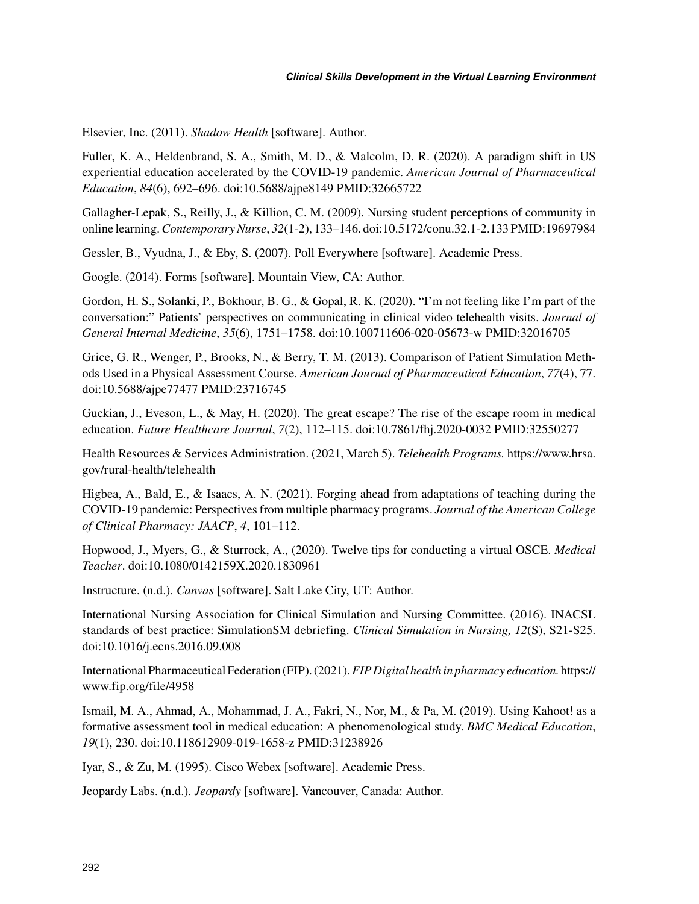Elsevier, Inc. (2011). *Shadow Health* [software]. Author.

Fuller, K. A., Heldenbrand, S. A., Smith, M. D., & Malcolm, D. R. (2020). A paradigm shift in US experiential education accelerated by the COVID-19 pandemic. *American Journal of Pharmaceutical Education*, *84*(6), 692–696. doi:10.5688/ajpe8149 PMID:32665722

Gallagher-Lepak, S., Reilly, J., & Killion, C. M. (2009). Nursing student perceptions of community in online learning. *Contemporary Nurse*, *32*(1-2), 133–146. doi:10.5172/conu.32.1-2.133 PMID:19697984

Gessler, B., Vyudna, J., & Eby, S. (2007). Poll Everywhere [software]. Academic Press.

Google. (2014). Forms [software]. Mountain View, CA: Author.

Gordon, H. S., Solanki, P., Bokhour, B. G., & Gopal, R. K. (2020). "I'm not feeling like I'm part of the conversation:" Patients' perspectives on communicating in clinical video telehealth visits. *Journal of General Internal Medicine*, *35*(6), 1751–1758. doi:10.100711606-020-05673-w PMID:32016705

Grice, G. R., Wenger, P., Brooks, N., & Berry, T. M. (2013). Comparison of Patient Simulation Methods Used in a Physical Assessment Course. *American Journal of Pharmaceutical Education*, *77*(4), 77. doi:10.5688/ajpe77477 PMID:23716745

Guckian, J., Eveson, L., & May, H. (2020). The great escape? The rise of the escape room in medical education. *Future Healthcare Journal*, *7*(2), 112–115. doi:10.7861/fhj.2020-0032 PMID:32550277

Health Resources & Services Administration. (2021, March 5). *Telehealth Programs.* https://www.hrsa.gov/rural-health/telehealth

Higbea, A., Bald, E., & Isaacs, A. N. (2021). Forging ahead from adaptations of teaching during the COVID-19 pandemic: Perspectives from multiple pharmacy programs. *Journal of the American College of Clinical Pharmacy: JAACP*, *4*, 101–112.

Hopwood, J., Myers, G., & Sturrock, A., (2020). Twelve tips for conducting a virtual OSCE. *Medical Teacher*. doi:10.1080/0142159X.2020.1830961

Instructure. (n.d.). *Canvas* [software]. Salt Lake City, UT: Author.

International Nursing Association for Clinical Simulation and Nursing Committee. (2016). INACSL standards of best practice: SimulationSM debriefing. *Clinical Simulation in Nursing, 12*(S), S21-S25. doi:10.1016/j.ecns.2016.09.008

International Pharmaceutical Federation (FIP). (2021). *FIP Digital health in pharmacy education.* https://www.fip.org/file/4958

Ismail, M. A., Ahmad, A., Mohammad, J. A., Fakri, N., Nor, M., & Pa, M. (2019). Using Kahoot! as a formative assessment tool in medical education: A phenomenological study. *BMC Medical Education*, *19*(1), 230. doi:10.118612909-019-1658-z PMID:31238926

Iyar, S., & Zu, M. (1995). Cisco Webex [software]. Academic Press.

Jeopardy Labs. (n.d.). *Jeopardy* [software]. Vancouver, Canada: Author.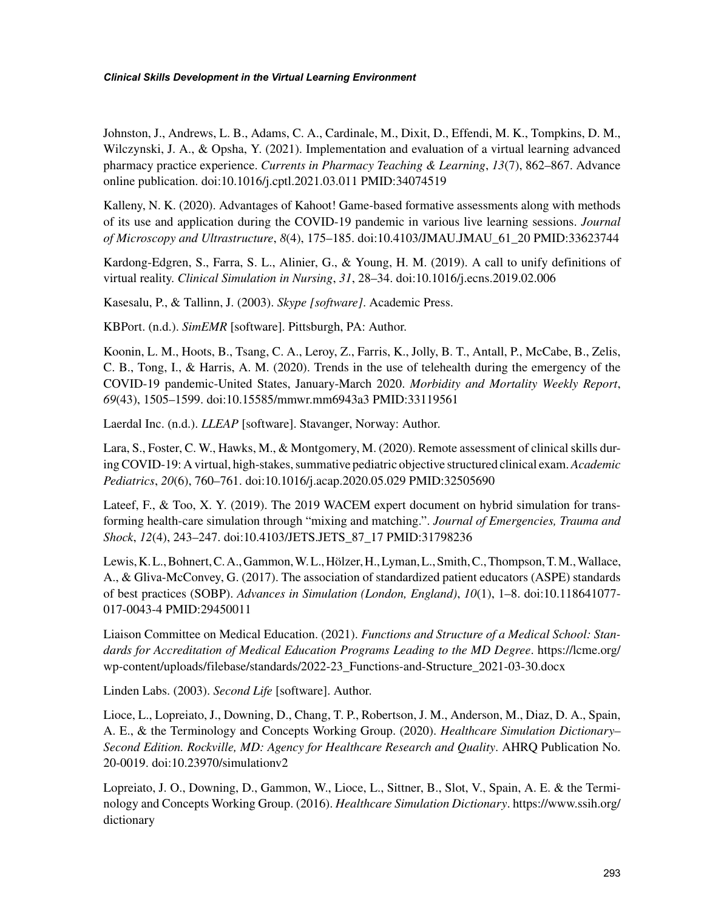Johnston, J., Andrews, L. B., Adams, C. A., Cardinale, M., Dixit, D., Effendi, M. K., Tompkins, D. M., Wilczynski, J. A., & Opsha, Y. (2021). Implementation and evaluation of a virtual learning advanced pharmacy practice experience. *Currents in Pharmacy Teaching & Learning*, *13*(7), 862–867. Advance online publication. doi:10.1016/j.cptl.2021.03.011 PMID:34074519

Kalleny, N. K. (2020). Advantages of Kahoot! Game-based formative assessments along with methods of its use and application during the COVID-19 pandemic in various live learning sessions. *Journal of Microscopy and Ultrastructure*, *8*(4), 175–185. doi:10.4103/JMAU.JMAU_61_20 PMID:33623744

Kardong-Edgren, S., Farra, S. L., Alinier, G., & Young, H. M. (2019). A call to unify definitions of virtual reality. *Clinical Simulation in Nursing*, *31*, 28–34. doi:10.1016/j.ecns.2019.02.006

Kasesalu, P., & Tallinn, J. (2003). *Skype [software]*. Academic Press.

KBPort. (n.d.). *SimEMR* [software]. Pittsburgh, PA: Author.

Koonin, L. M., Hoots, B., Tsang, C. A., Leroy, Z., Farris, K., Jolly, B. T., Antall, P., McCabe, B., Zelis, C. B., Tong, I., & Harris, A. M. (2020). Trends in the use of telehealth during the emergency of the COVID-19 pandemic-United States, January-March 2020. *Morbidity and Mortality Weekly Report*, *69*(43), 1505–1599. doi:10.15585/mmwr.mm6943a3 PMID:33119561

Laerdal Inc. (n.d.). *LLEAP* [software]. Stavanger, Norway: Author.

Lara, S., Foster, C. W., Hawks, M., & Montgomery, M. (2020). Remote assessment of clinical skills during COVID-19: A virtual, high-stakes, summative pediatric objective structured clinical exam. *Academic Pediatrics*, *20*(6), 760–761. doi:10.1016/j.acap.2020.05.029 PMID:32505690

Lateef, F., & Too, X. Y. (2019). The 2019 WACEM expert document on hybrid simulation for transforming health-care simulation through "mixing and matching.". *Journal of Emergencies, Trauma and Shock*, *12*(4), 243–247. doi:10.4103/JETS.JETS_87_17 PMID:31798236

Lewis, K. L., Bohnert, C. A., Gammon, W. L., Hölzer, H., Lyman, L., Smith, C., Thompson, T. M., Wallace, A., & Gliva-McConvey, G. (2017). The association of standardized patient educators (ASPE) standards of best practices (SOBP). *Advances in Simulation (London, England)*, *10*(1), 1–8. doi:10.118641077-017-0043-4 PMID:29450011

Liaison Committee on Medical Education. (2021). *Functions and Structure of a Medical School: Standards for Accreditation of Medical Education Programs Leading to the MD Degree*. https://lcme.org/wp-content/uploads/filebase/standards/2022-23_Functions-and-Structure_2021-03-30.docx

Linden Labs. (2003). *Second Life* [software]. Author.

Lioce, L., Lopreiato, J., Downing, D., Chang, T. P., Robertson, J. M., Anderson, M., Diaz, D. A., Spain, A. E., & the Terminology and Concepts Working Group. (2020). *Healthcare Simulation Dictionary–Second Edition. Rockville, MD: Agency for Healthcare Research and Quality*. AHRQ Publication No. 20-0019. doi:10.23970/simulationv2

Lopreiato, J. O., Downing, D., Gammon, W., Lioce, L., Sittner, B., Slot, V., Spain, A. E. & the Terminology and Concepts Working Group. (2016). *Healthcare Simulation Dictionary*. https://www.ssih.org/dictionary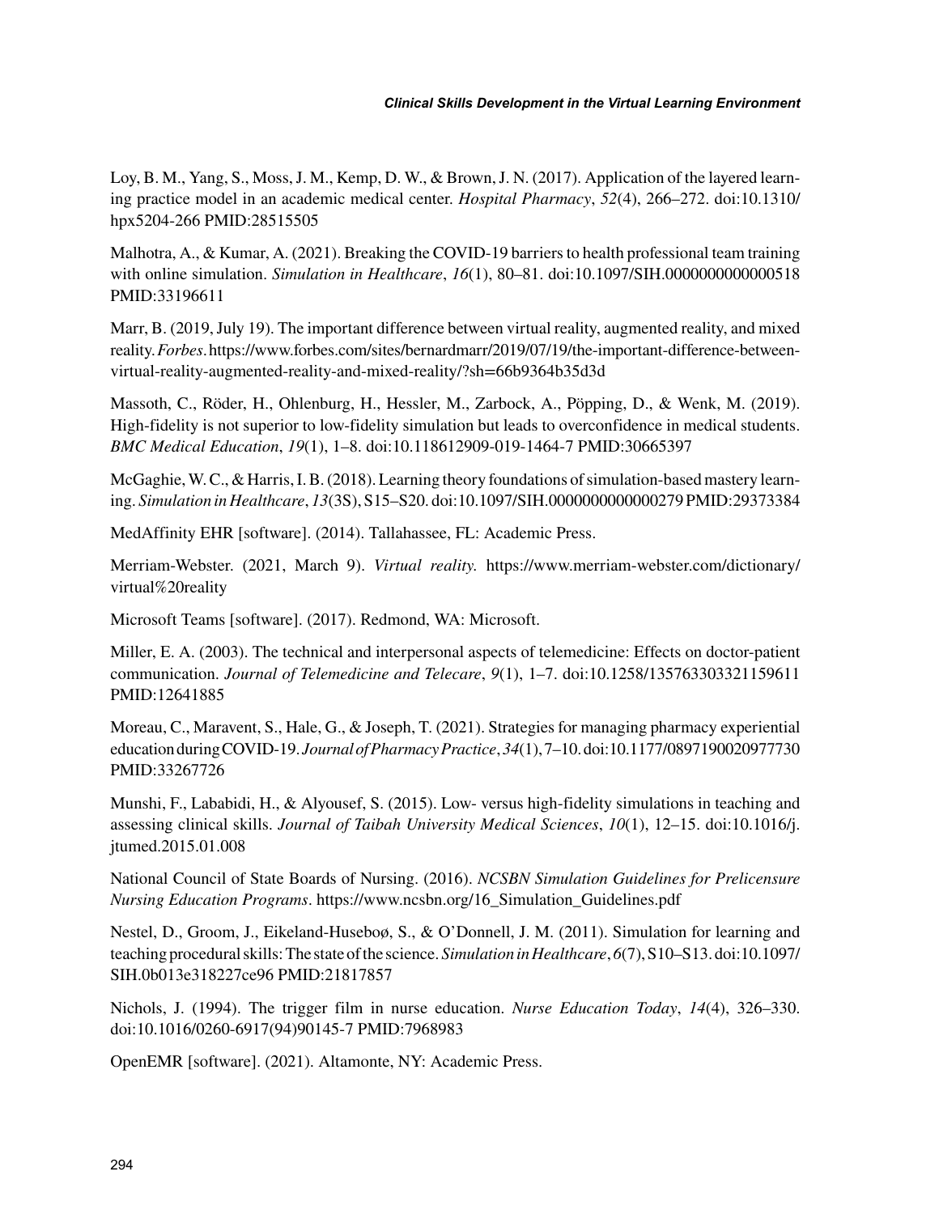Loy, B. M., Yang, S., Moss, J. M., Kemp, D. W., & Brown, J. N. (2017). Application of the layered learning practice model in an academic medical center. *Hospital Pharmacy*, *52*(4), 266–272. doi:10.1310/hpx5204-266 PMID:28515505

Malhotra, A., & Kumar, A. (2021). Breaking the COVID-19 barriers to health professional team training with online simulation. *Simulation in Healthcare*, *16*(1), 80–81. doi:10.1097/SIH.0000000000000518 PMID:33196611

Marr, B. (2019, July 19). The important difference between virtual reality, augmented reality, and mixed reality. *Forbes*. https://www.forbes.com/sites/bernardmarr/2019/07/19/the-important-difference-between-virtual-reality-augmented-reality-and-mixed-reality/?sh=66b9364b35d3d

Massoth, C., Röder, H., Ohlenburg, H., Hessler, M., Zarbock, A., Pöpping, D., & Wenk, M. (2019). High-fidelity is not superior to low-fidelity simulation but leads to overconfidence in medical students. *BMC Medical Education*, *19*(1), 1–8. doi:10.118612909-019-1464-7 PMID:30665397

McGaghie, W. C., & Harris, I. B. (2018). Learning theory foundations of simulation-based mastery learning. *Simulation in Healthcare*, *13*(3S), S15–S20. doi:10.1097/SIH.0000000000000279 PMID:29373384

MedAffinity EHR [software]. (2014). Tallahassee, FL: Academic Press.

Merriam-Webster. (2021, March 9). *Virtual reality.* https://www.merriam-webster.com/dictionary/virtual%20reality

Microsoft Teams [software]. (2017). Redmond, WA: Microsoft.

Miller, E. A. (2003). The technical and interpersonal aspects of telemedicine: Effects on doctor-patient communication. *Journal of Telemedicine and Telecare*, *9*(1), 1–7. doi:10.1258/135763303321159611 PMID:12641885

Moreau, C., Maravent, S., Hale, G., & Joseph, T. (2021). Strategies for managing pharmacy experiential education during COVID-19. *Journal of Pharmacy Practice*, *34*(1), 7–10. doi:10.1177/0897190020977730 PMID:33267726

Munshi, F., Lababidi, H., & Alyousef, S. (2015). Low- versus high-fidelity simulations in teaching and assessing clinical skills. *Journal of Taibah University Medical Sciences*, *10*(1), 12–15. doi:10.1016/j.jtumed.2015.01.008

National Council of State Boards of Nursing. (2016). *NCSBN Simulation Guidelines for Prelicensure Nursing Education Programs*. https://www.ncsbn.org/16_Simulation_Guidelines.pdf

Nestel, D., Groom, J., Eikeland-Husebø, S., & O'Donnell, J. M. (2011). Simulation for learning and teaching procedural skills: The state of the science. *Simulation in Healthcare*, *6*(7), S10–S13. doi:10.1097/SIH.0b013e318227ce96 PMID:21817857

Nichols, J. (1994). The trigger film in nurse education. *Nurse Education Today*, *14*(4), 326–330. doi:10.1016/0260-6917(94)90145-7 PMID:7968983

OpenEMR [software]. (2021). Altamonte, NY: Academic Press.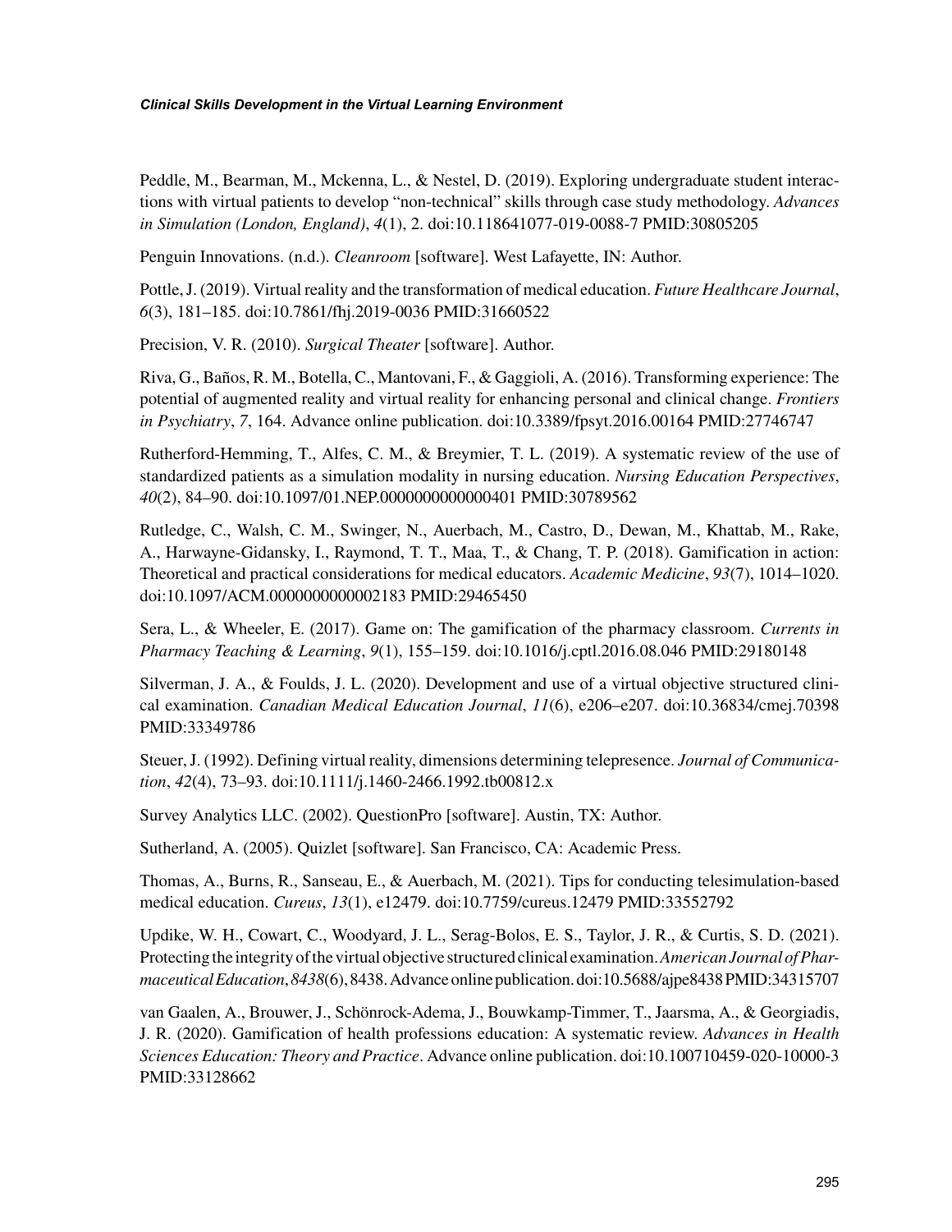Peddle, M., Bearman, M., Mckenna, L., & Nestel, D. (2019). Exploring undergraduate student interactions with virtual patients to develop "non-technical" skills through case study methodology. *Advances in Simulation (London, England)*, *4*(1), 2. doi:10.118641077-019-0088-7 PMID:30805205

Penguin Innovations. (n.d.). *Cleanroom* [software]. West Lafayette, IN: Author.

Pottle, J. (2019). Virtual reality and the transformation of medical education. *Future Healthcare Journal*, *6*(3), 181–185. doi:10.7861/fhj.2019-0036 PMID:31660522

Precision, V. R. (2010). *Surgical Theater* [software]. Author.

Riva, G., Baños, R. M., Botella, C., Mantovani, F., & Gaggioli, A. (2016). Transforming experience: The potential of augmented reality and virtual reality for enhancing personal and clinical change. *Frontiers in Psychiatry*, *7*, 164. Advance online publication. doi:10.3389/fpsyt.2016.00164 PMID:27746747

Rutherford-Hemming, T., Alfes, C. M., & Breymier, T. L. (2019). A systematic review of the use of standardized patients as a simulation modality in nursing education. *Nursing Education Perspectives*, *40*(2), 84–90. doi:10.1097/01.NEP.0000000000000401 PMID:30789562

Rutledge, C., Walsh, C. M., Swinger, N., Auerbach, M., Castro, D., Dewan, M., Khattab, M., Rake, A., Harwayne-Gidansky, I., Raymond, T. T., Maa, T., & Chang, T. P. (2018). Gamification in action: Theoretical and practical considerations for medical educators. *Academic Medicine*, *93*(7), 1014–1020. doi:10.1097/ACM.0000000000002183 PMID:29465450

Sera, L., & Wheeler, E. (2017). Game on: The gamification of the pharmacy classroom. *Currents in Pharmacy Teaching & Learning*, *9*(1), 155–159. doi:10.1016/j.cptl.2016.08.046 PMID:29180148

Silverman, J. A., & Foulds, J. L. (2020). Development and use of a virtual objective structured clinical examination. *Canadian Medical Education Journal*, *11*(6), e206–e207. doi:10.36834/cmej.70398 PMID:33349786

Steuer, J. (1992). Defining virtual reality, dimensions determining telepresence. *Journal of Communication*, *42*(4), 73–93. doi:10.1111/j.1460-2466.1992.tb00812.x

Survey Analytics LLC. (2002). QuestionPro [software]. Austin, TX: Author.

Sutherland, A. (2005). Quizlet [software]. San Francisco, CA: Academic Press.

Thomas, A., Burns, R., Sanseau, E., & Auerbach, M. (2021). Tips for conducting telesimulation-based medical education. *Cureus*, *13*(1), e12479. doi:10.7759/cureus.12479 PMID:33552792

Updike, W. H., Cowart, C., Woodyard, J. L., Serag-Bolos, E. S., Taylor, J. R., & Curtis, S. D. (2021). Protecting the integrity of the virtual objective structured clinical examination. *American Journal of Pharmaceutical Education*, *8438*(6), 8438. Advance online publication. doi:10.5688/ajpe8438 PMID:34315707

van Gaalen, A., Brouwer, J., Schönrock-Adema, J., Bouwkamp-Timmer, T., Jaarsma, A., & Georgiadis, J. R. (2020). Gamification of health professions education: A systematic review. *Advances in Health Sciences Education: Theory and Practice*. Advance online publication. doi:10.100710459-020-10000-3 PMID:33128662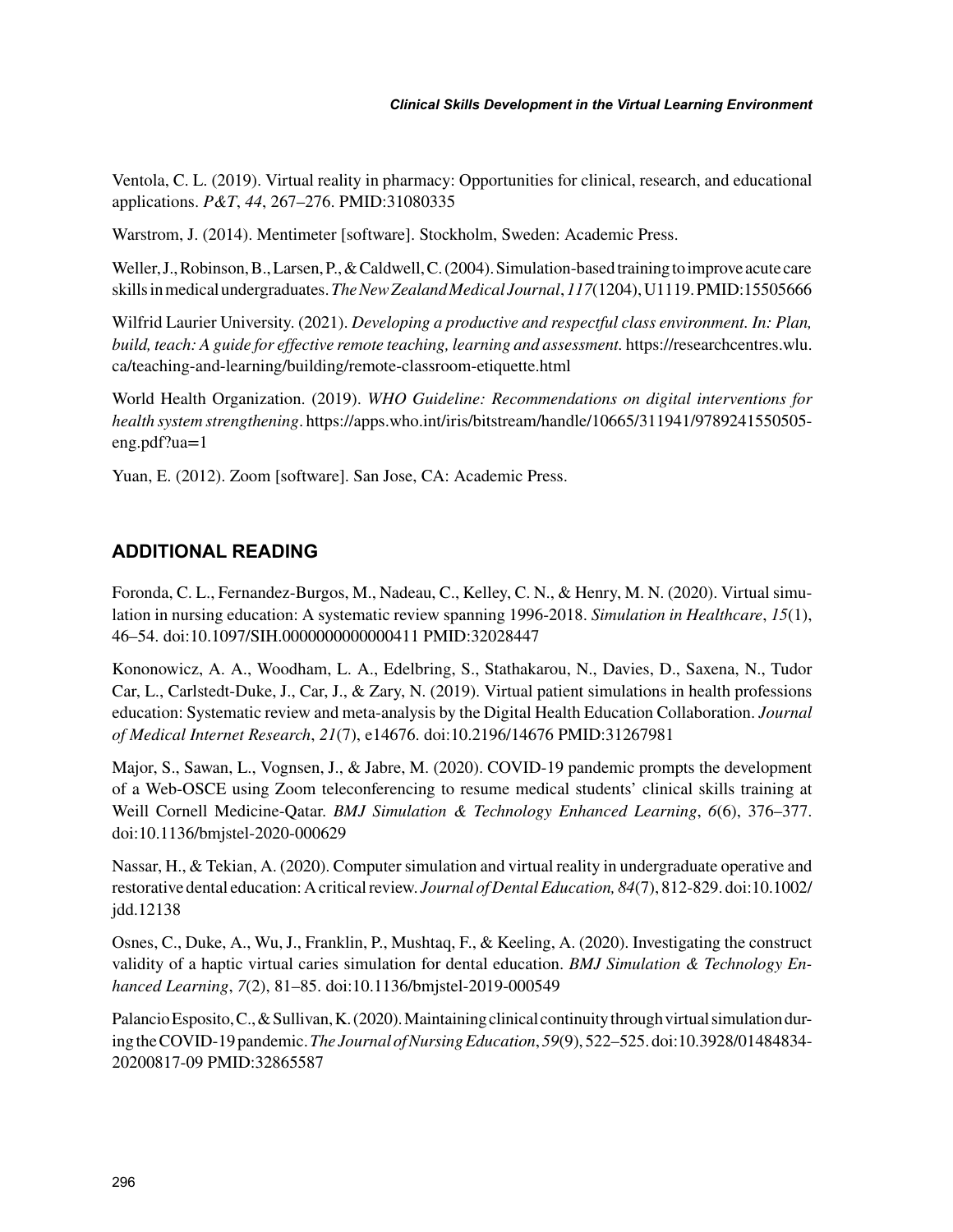Ventola, C. L. (2019). Virtual reality in pharmacy: Opportunities for clinical, research, and educational applications. *P&T*, *44*, 267–276. PMID:31080335

Warstrom, J. (2014). Mentimeter [software]. Stockholm, Sweden: Academic Press.

Weller, J., Robinson, B., Larsen, P., & Caldwell, C. (2004). Simulation-based training to improve acute care skills in medical undergraduates. *The New Zealand Medical Journal*, *117*(1204), U1119. PMID:15505666

Wilfrid Laurier University. (2021). *Developing a productive and respectful class environment. In: Plan, build, teach: A guide for effective remote teaching, learning and assessment.* https://researchcentres.wlu.ca/teaching-and-learning/building/remote-classroom-etiquette.html

World Health Organization. (2019). *WHO Guideline: Recommendations on digital interventions for health system strengthening*. https://apps.who.int/iris/bitstream/handle/10665/311941/9789241550505-eng.pdf?ua=1

Yuan, E. (2012). Zoom [software]. San Jose, CA: Academic Press.

## ADDITIONAL READING

Foronda, C. L., Fernandez-Burgos, M., Nadeau, C., Kelley, C. N., & Henry, M. N. (2020). Virtual simulation in nursing education: A systematic review spanning 1996-2018. *Simulation in Healthcare*, *15*(1), 46–54. doi:10.1097/SIH.0000000000000411 PMID:32028447

Kononowicz, A. A., Woodham, L. A., Edelbring, S., Stathakarou, N., Davies, D., Saxena, N., Tudor Car, L., Carlstedt-Duke, J., Car, J., & Zary, N. (2019). Virtual patient simulations in health professions education: Systematic review and meta-analysis by the Digital Health Education Collaboration. *Journal of Medical Internet Research*, *21*(7), e14676. doi:10.2196/14676 PMID:31267981

Major, S., Sawan, L., Vognsen, J., & Jabre, M. (2020). COVID-19 pandemic prompts the development of a Web-OSCE using Zoom teleconferencing to resume medical students' clinical skills training at Weill Cornell Medicine-Qatar. *BMJ Simulation & Technology Enhanced Learning*, *6*(6), 376–377. doi:10.1136/bmjstel-2020-000629

Nassar, H., & Tekian, A. (2020). Computer simulation and virtual reality in undergraduate operative and restorative dental education: A critical review. *Journal of Dental Education, 84*(7), 812-829. doi:10.1002/jdd.12138

Osnes, C., Duke, A., Wu, J., Franklin, P., Mushtaq, F., & Keeling, A. (2020). Investigating the construct validity of a haptic virtual caries simulation for dental education. *BMJ Simulation & Technology Enhanced Learning*, *7*(2), 81–85. doi:10.1136/bmjstel-2019-000549

Palancio Esposito, C., & Sullivan, K. (2020). Maintaining clinical continuity through virtual simulation during the COVID-19 pandemic. *The Journal of Nursing Education*, *59*(9), 522–525. doi:10.3928/01484834-20200817-09 PMID:32865587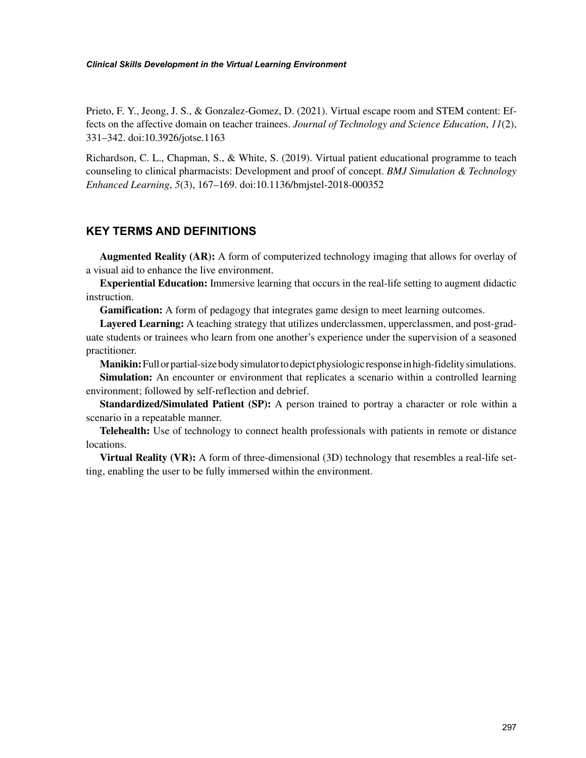Prieto, F. Y., Jeong, J. S., & Gonzalez-Gomez, D. (2021). Virtual escape room and STEM content: Effects on the affective domain on teacher trainees. *Journal of Technology and Science Education*, *11*(2), 331–342. doi:10.3926/jotse.1163

Richardson, C. L., Chapman, S., & White, S. (2019). Virtual patient educational programme to teach counseling to clinical pharmacists: Development and proof of concept. *BMJ Simulation & Technology Enhanced Learning*, *5*(3), 167–169. doi:10.1136/bmjstel-2018-000352

## KEY TERMS AND DEFINITIONS

**Augmented Reality (AR):** A form of computerized technology imaging that allows for overlay of a visual aid to enhance the live environment.

**Experiential Education:** Immersive learning that occurs in the real-life setting to augment didactic instruction.

**Gamification:** A form of pedagogy that integrates game design to meet learning outcomes.

**Layered Learning:** A teaching strategy that utilizes underclassmen, upperclassmen, and post-graduate students or trainees who learn from one another's experience under the supervision of a seasoned practitioner.

**Manikin:** Full or partial-size body simulator to depict physiologic response in high-fidelity simulations.

**Simulation:** An encounter or environment that replicates a scenario within a controlled learning environment; followed by self-reflection and debrief.

**Standardized/Simulated Patient (SP):** A person trained to portray a character or role within a scenario in a repeatable manner.

**Telehealth:** Use of technology to connect health professionals with patients in remote or distance locations.

**Virtual Reality (VR):** A form of three-dimensional (3D) technology that resembles a real-life setting, enabling the user to be fully immersed within the environment.